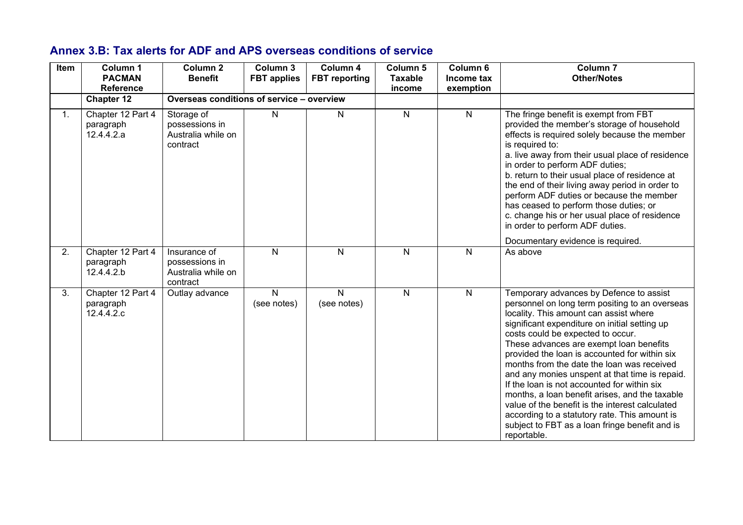## Annex 3.B: Tax alerts for ADF and APS overseas conditions of service

| Item | Column 1 PACMAN Reference | Column 2 Benefit | Column 3 FBT applies | Column 4 FBT reporting | Column 5 Taxable income | Column 6 Income tax exemption | Column 7 Other/Notes |
|---|---|---|---|---|---|---|---|
| | **Chapter 12** | **Overseas conditions of service – overview** | | | | | |
| 1. | Chapter 12 Part 4 paragraph 12.4.4.2.a | Storage of possessions in Australia while on contract | N | N | N | N | The fringe benefit is exempt from FBT provided the member's storage of household effects is required solely because the member is required to:<br>a. live away from their usual place of residence in order to perform ADF duties;<br>b. return to their usual place of residence at the end of their living away period in order to perform ADF duties or because the member has ceased to perform those duties; or<br>c. change his or her usual place of residence in order to perform ADF duties.<br><br>Documentary evidence is required. |
| 2. | Chapter 12 Part 4 paragraph 12.4.4.2.b | Insurance of possessions in Australia while on contract | N | N | N | N | As above |
| 3. | Chapter 12 Part 4 paragraph 12.4.4.2.c | Outlay advance | N (see notes) | N (see notes) | N | N | Temporary advances by Defence to assist personnel on long term positing to an overseas locality. This amount can assist where significant expenditure on initial setting up costs could be expected to occur.<br>These advances are exempt loan benefits provided the loan is accounted for within six months from the date the loan was received and any monies unspent at that time is repaid. If the loan is not accounted for within six months, a loan benefit arises, and the taxable value of the benefit is the interest calculated according to a statutory rate. This amount is subject to FBT as a loan fringe benefit and is reportable. |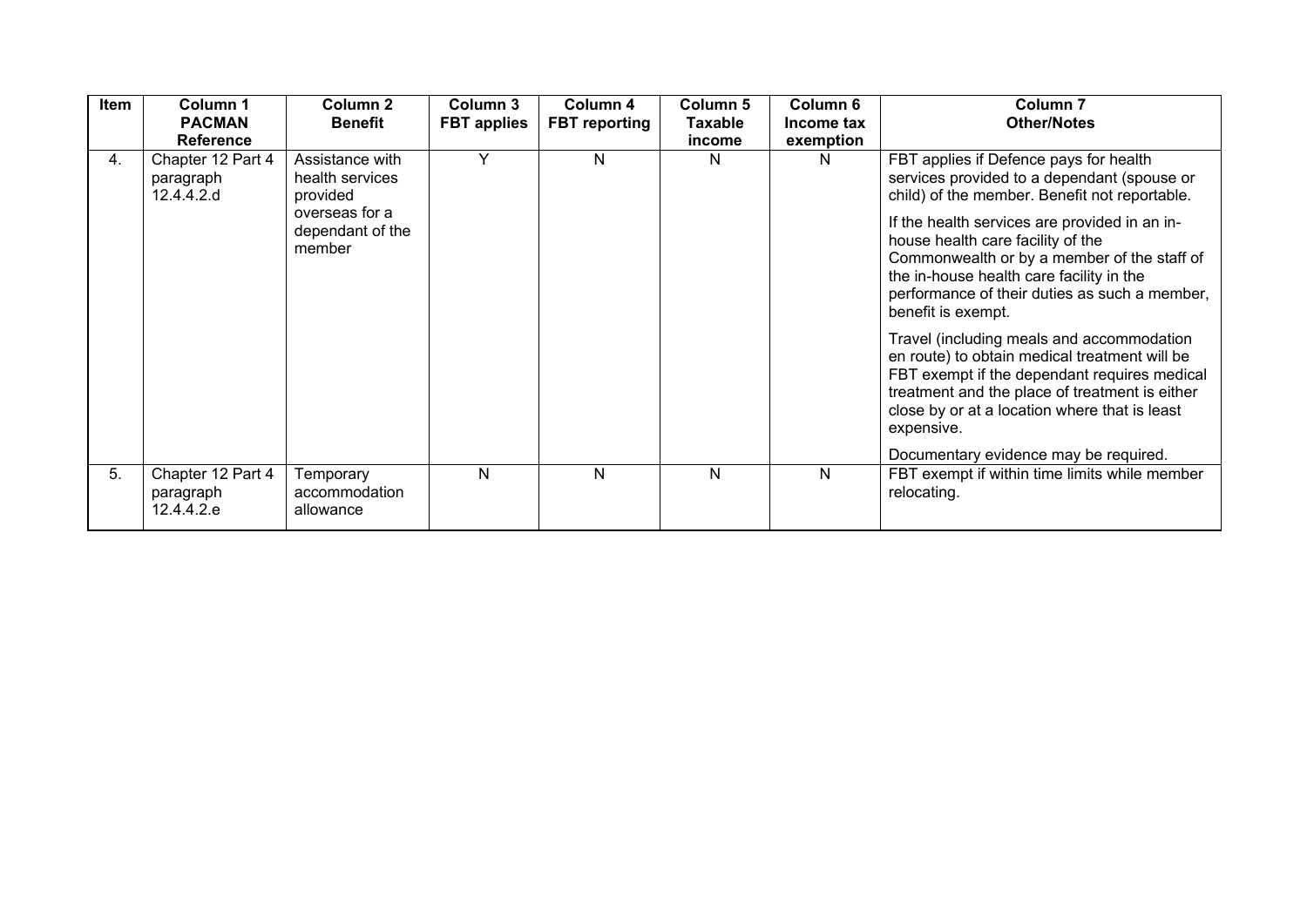| Item | Column 1 PACMAN Reference | Column 2 Benefit | Column 3 FBT applies | Column 4 FBT reporting | Column 5 Taxable income | Column 6 Income tax exemption | Column 7 Other/Notes |
|---|---|---|---|---|---|---|---|
| 4. | Chapter 12 Part 4 paragraph 12.4.4.2.d | Assistance with health services provided overseas for a dependant of the member | Y | N | N | N | FBT applies if Defence pays for health services provided to a dependant (spouse or child) of the member. Benefit not reportable.<br><br>If the health services are provided in an in-house health care facility of the Commonwealth or by a member of the staff of the in-house health care facility in the performance of their duties as such a member, benefit is exempt.<br><br>Travel (including meals and accommodation en route) to obtain medical treatment will be FBT exempt if the dependant requires medical treatment and the place of treatment is either close by or at a location where that is least expensive.<br><br>Documentary evidence may be required. |
| 5. | Chapter 12 Part 4 paragraph 12.4.4.2.e | Temporary accommodation allowance | N | N | N | N | FBT exempt if within time limits while member relocating. |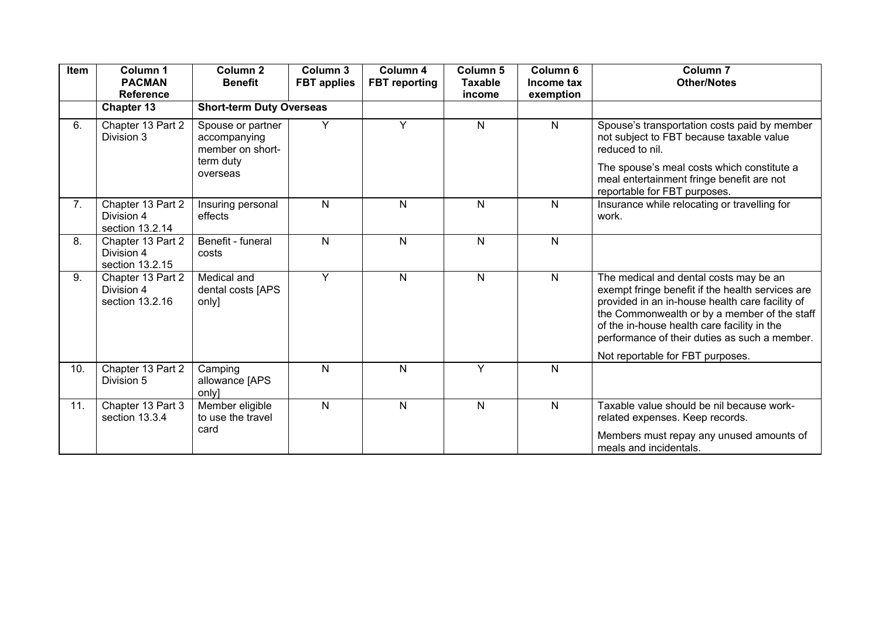| Item | Column 1 PACMAN Reference | Column 2 Benefit | Column 3 FBT applies | Column 4 FBT reporting | Column 5 Taxable income | Column 6 Income tax exemption | Column 7 Other/Notes |
|---|---|---|---|---|---|---|---|
| | **Chapter 13** | **Short-term Duty Overseas** | | | | | |
| 6. | Chapter 13 Part 2 Division 3 | Spouse or partner accompanying member on short-term duty overseas | Y | Y | N | N | Spouse's transportation costs paid by member not subject to FBT because taxable value reduced to nil. The spouse's meal costs which constitute a meal entertainment fringe benefit are not reportable for FBT purposes. |
| 7. | Chapter 13 Part 2 Division 4 section 13.2.14 | Insuring personal effects | N | N | N | N | Insurance while relocating or travelling for work. |
| 8. | Chapter 13 Part 2 Division 4 section 13.2.15 | Benefit - funeral costs | N | N | N | N | |
| 9. | Chapter 13 Part 2 Division 4 section 13.2.16 | Medical and dental costs [APS only] | Y | N | N | N | The medical and dental costs may be an exempt fringe benefit if the health services are provided in an in-house health care facility of the Commonwealth or by a member of the staff of the in-house health care facility in the performance of their duties as such a member. Not reportable for FBT purposes. |
| 10. | Chapter 13 Part 2 Division 5 | Camping allowance [APS only] | N | N | Y | N | |
| 11. | Chapter 13 Part 3 section 13.3.4 | Member eligible to use the travel card | N | N | N | N | Taxable value should be nil because work-related expenses. Keep records. Members must repay any unused amounts of meals and incidentals. |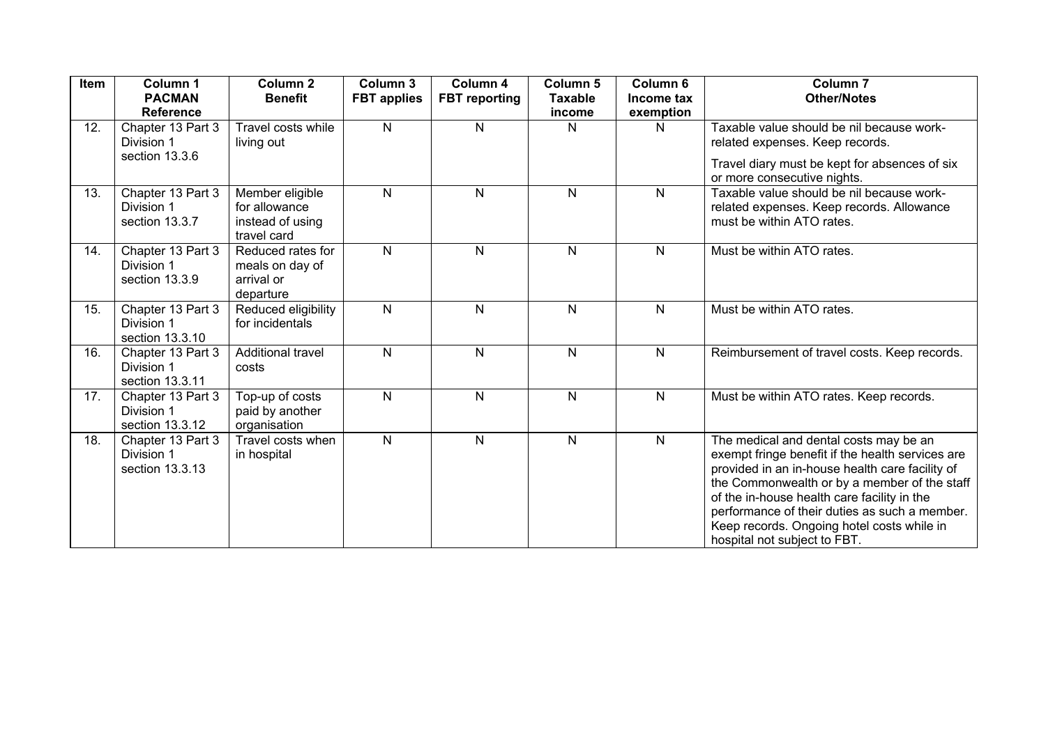| Item | Column 1 PACMAN Reference | Column 2 Benefit | Column 3 FBT applies | Column 4 FBT reporting | Column 5 Taxable income | Column 6 Income tax exemption | Column 7 Other/Notes |
|---|---|---|---|---|---|---|---|
| 12. | Chapter 13 Part 3 Division 1 section 13.3.6 | Travel costs while living out | N | N | N | N | Taxable value should be nil because work-related expenses. Keep records. Travel diary must be kept for absences of six or more consecutive nights. |
| 13. | Chapter 13 Part 3 Division 1 section 13.3.7 | Member eligible for allowance instead of using travel card | N | N | N | N | Taxable value should be nil because work-related expenses. Keep records. Allowance must be within ATO rates. |
| 14. | Chapter 13 Part 3 Division 1 section 13.3.9 | Reduced rates for meals on day of arrival or departure | N | N | N | N | Must be within ATO rates. |
| 15. | Chapter 13 Part 3 Division 1 section 13.3.10 | Reduced eligibility for incidentals | N | N | N | N | Must be within ATO rates. |
| 16. | Chapter 13 Part 3 Division 1 section 13.3.11 | Additional travel costs | N | N | N | N | Reimbursement of travel costs. Keep records. |
| 17. | Chapter 13 Part 3 Division 1 section 13.3.12 | Top-up of costs paid by another organisation | N | N | N | N | Must be within ATO rates. Keep records. |
| 18. | Chapter 13 Part 3 Division 1 section 13.3.13 | Travel costs when in hospital | N | N | N | N | The medical and dental costs may be an exempt fringe benefit if the health services are provided in an in-house health care facility of the Commonwealth or by a member of the staff of the in-house health care facility in the performance of their duties as such a member. Keep records. Ongoing hotel costs while in hospital not subject to FBT. |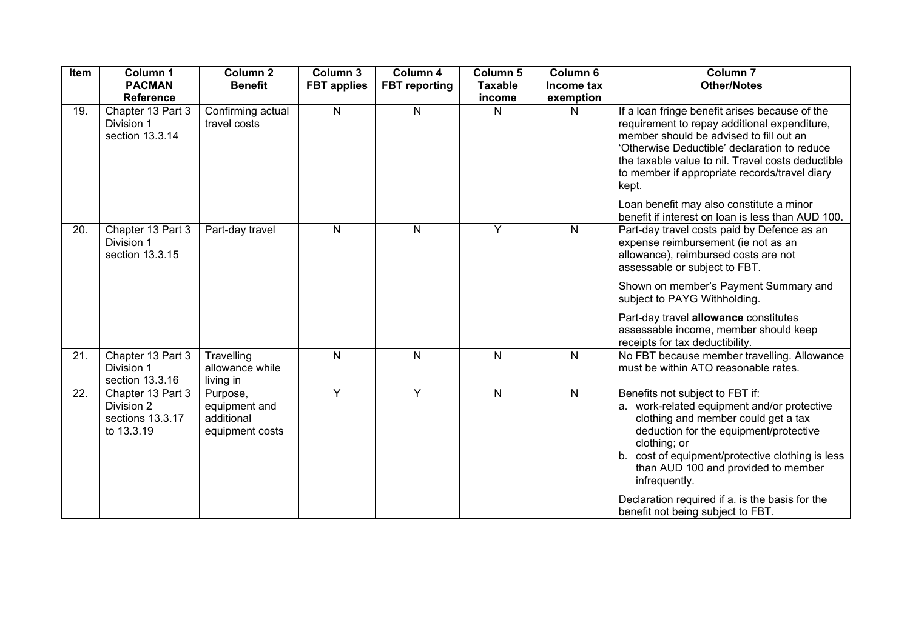| Item | Column 1 PACMAN Reference | Column 2 Benefit | Column 3 FBT applies | Column 4 FBT reporting | Column 5 Taxable income | Column 6 Income tax exemption | Column 7 Other/Notes |
|---|---|---|---|---|---|---|---|
| 19. | Chapter 13 Part 3 Division 1 section 13.3.14 | Confirming actual travel costs | N | N | N | N | If a loan fringe benefit arises because of the requirement to repay additional expenditure, member should be advised to fill out an 'Otherwise Deductible' declaration to reduce the taxable value to nil. Travel costs deductible to member if appropriate records/travel diary kept.<br><br>Loan benefit may also constitute a minor benefit if interest on loan is less than AUD 100. |
| 20. | Chapter 13 Part 3 Division 1 section 13.3.15 | Part-day travel | N | N | Y | N | Part-day travel costs paid by Defence as an expense reimbursement (ie not as an allowance), reimbursed costs are not assessable or subject to FBT.<br><br>Shown on member's Payment Summary and subject to PAYG Withholding.<br><br>Part-day travel **allowance** constitutes assessable income, member should keep receipts for tax deductibility. |
| 21. | Chapter 13 Part 3 Division 1 section 13.3.16 | Travelling allowance while living in | N | N | N | N | No FBT because member travelling. Allowance must be within ATO reasonable rates. |
| 22. | Chapter 13 Part 3 Division 2 sections 13.3.17 to 13.3.19 | Purpose, equipment and additional equipment costs | Y | Y | N | N | Benefits not subject to FBT if:<br>a. work-related equipment and/or protective clothing and member could get a tax deduction for the equipment/protective clothing; or<br>b. cost of equipment/protective clothing is less than AUD 100 and provided to member infrequently.<br><br>Declaration required if a. is the basis for the benefit not being subject to FBT. |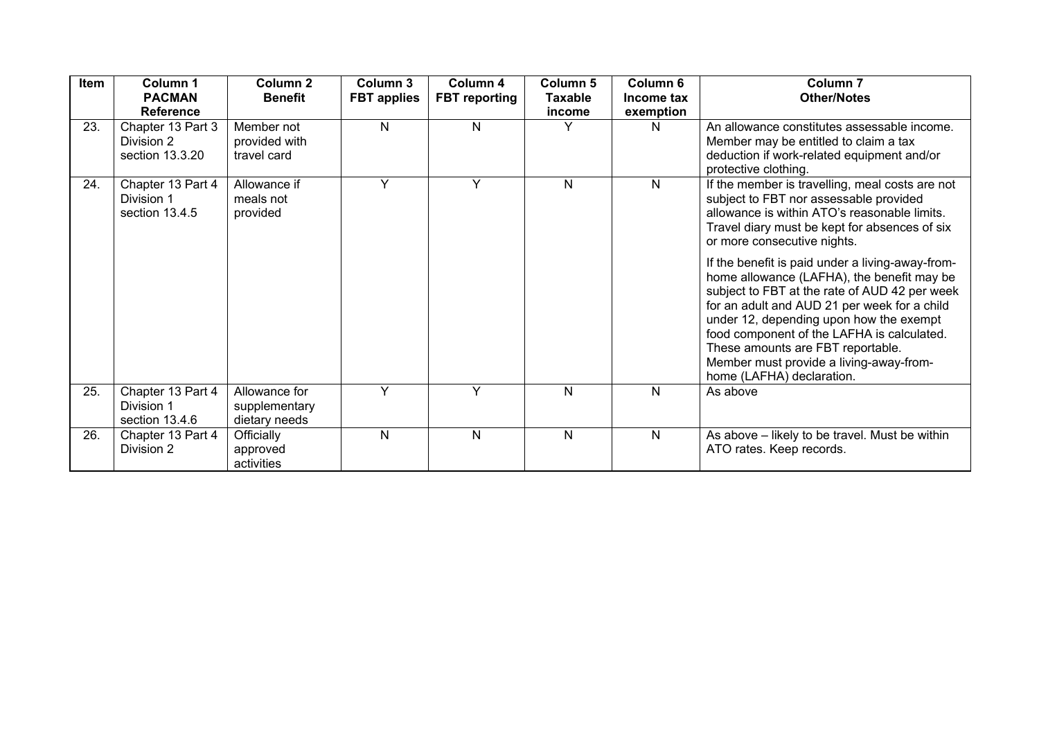| Item | Column 1 PACMAN Reference | Column 2 Benefit | Column 3 FBT applies | Column 4 FBT reporting | Column 5 Taxable income | Column 6 Income tax exemption | Column 7 Other/Notes |
|---|---|---|---|---|---|---|---|
| 23. | Chapter 13 Part 3 Division 2 section 13.3.20 | Member not provided with travel card | N | N | Y | N | An allowance constitutes assessable income. Member may be entitled to claim a tax deduction if work-related equipment and/or protective clothing. |
| 24. | Chapter 13 Part 4 Division 1 section 13.4.5 | Allowance if meals not provided | Y | Y | N | N | If the member is travelling, meal costs are not subject to FBT nor assessable provided allowance is within ATO's reasonable limits. Travel diary must be kept for absences of six or more consecutive nights.<br><br>If the benefit is paid under a living-away-from-home allowance (LAFHA), the benefit may be subject to FBT at the rate of AUD 42 per week for an adult and AUD 21 per week for a child under 12, depending upon how the exempt food component of the LAFHA is calculated. These amounts are FBT reportable. Member must provide a living-away-from-home (LAFHA) declaration. |
| 25. | Chapter 13 Part 4 Division 1 section 13.4.6 | Allowance for supplementary dietary needs | Y | Y | N | N | As above |
| 26. | Chapter 13 Part 4 Division 2 | Officially approved activities | N | N | N | N | As above – likely to be travel. Must be within ATO rates. Keep records. |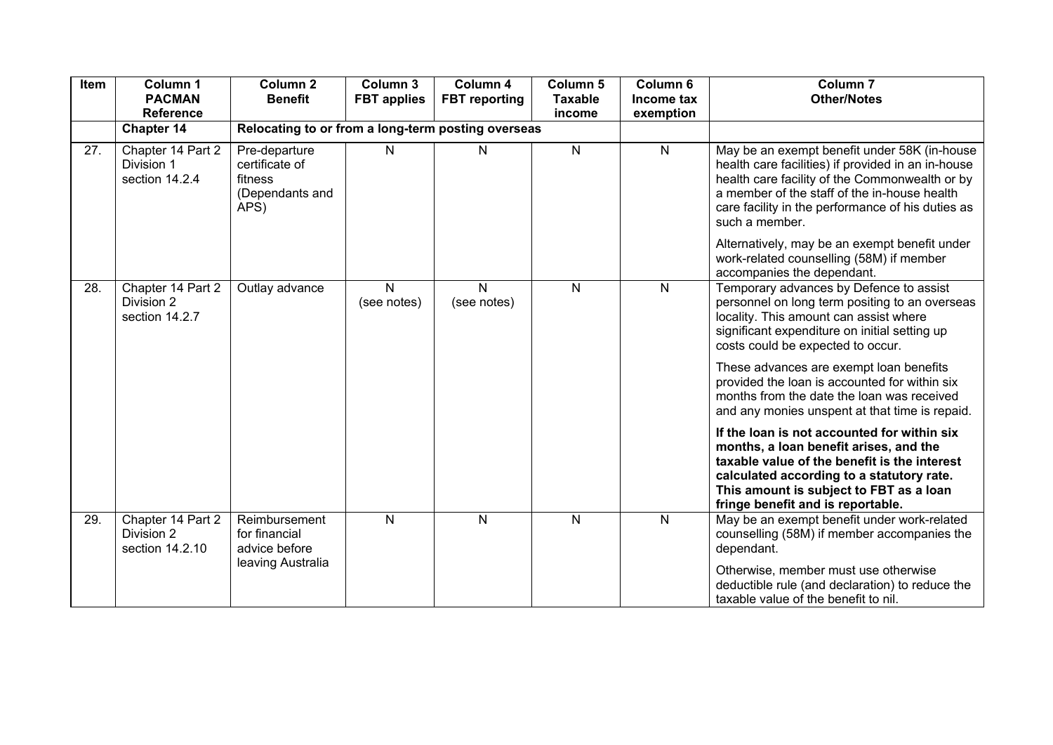| Item | Column 1 PACMAN Reference | Column 2 Benefit | Column 3 FBT applies | Column 4 FBT reporting | Column 5 Taxable income | Column 6 Income tax exemption | Column 7 Other/Notes |
|---|---|---|---|---|---|---|---|
| | **Chapter 14** | **Relocating to or from a long-term posting overseas** | | | | | |
| 27. | Chapter 14 Part 2 Division 1 section 14.2.4 | Pre-departure certificate of fitness (Dependants and APS) | N | N | N | N | May be an exempt benefit under 58K (in-house health care facilities) if provided in an in-house health care facility of the Commonwealth or by a member of the staff of the in-house health care facility in the performance of his duties as such a member.<br><br>Alternatively, may be an exempt benefit under work-related counselling (58M) if member accompanies the dependant. |
| 28. | Chapter 14 Part 2 Division 2 section 14.2.7 | Outlay advance | N (see notes) | N (see notes) | N | N | Temporary advances by Defence to assist personnel on long term positing to an overseas locality. This amount can assist where significant expenditure on initial setting up costs could be expected to occur.<br><br>These advances are exempt loan benefits provided the loan is accounted for within six months from the date the loan was received and any monies unspent at that time is repaid.<br><br>**If the loan is not accounted for within six months, a loan benefit arises, and the taxable value of the benefit is the interest calculated according to a statutory rate. This amount is subject to FBT as a loan fringe benefit and is reportable.** |
| 29. | Chapter 14 Part 2 Division 2 section 14.2.10 | Reimbursement for financial advice before leaving Australia | N | N | N | N | May be an exempt benefit under work-related counselling (58M) if member accompanies the dependant.<br><br>Otherwise, member must use otherwise deductible rule (and declaration) to reduce the taxable value of the benefit to nil. |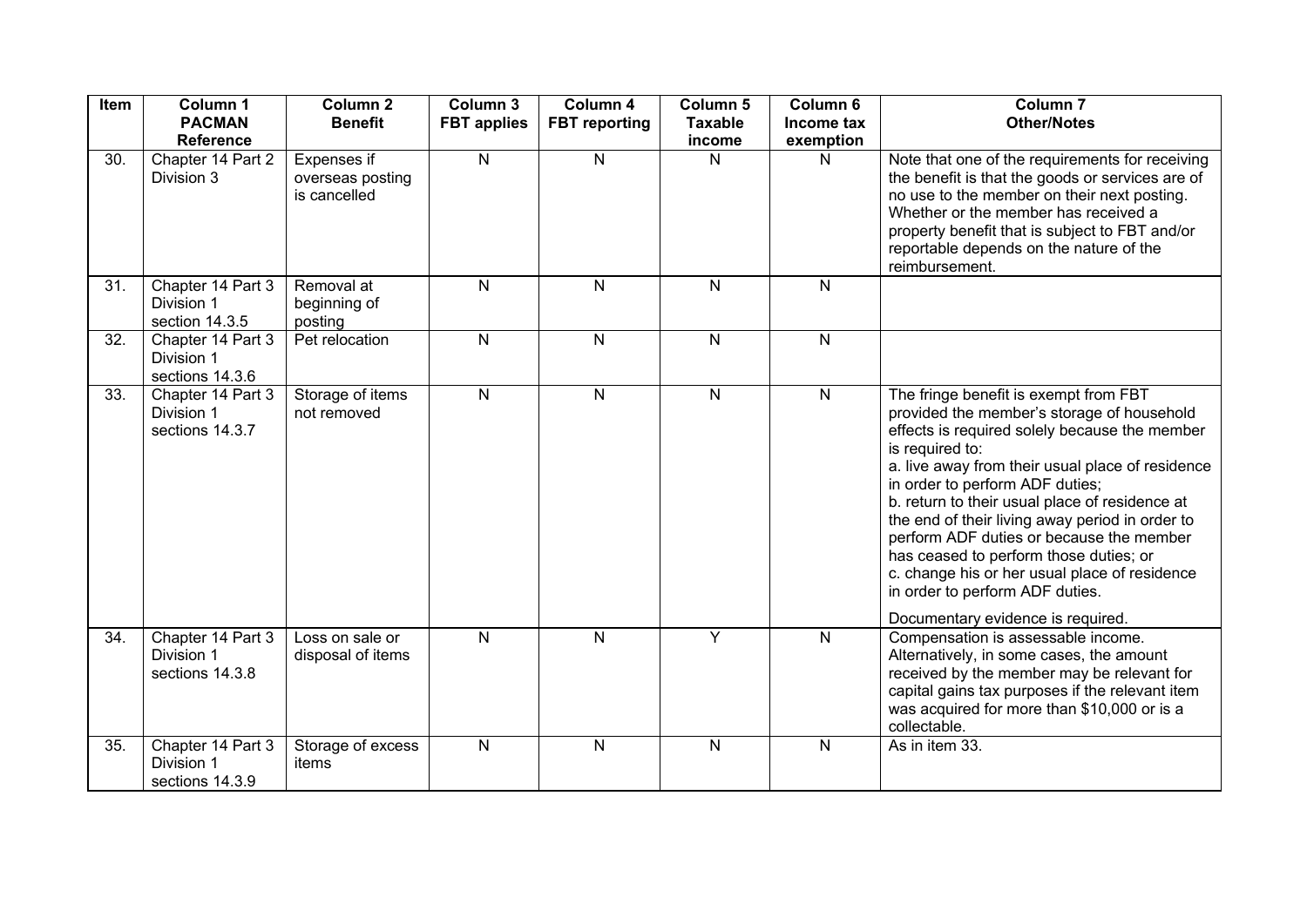| Item | Column 1 PACMAN Reference | Column 2 Benefit | Column 3 FBT applies | Column 4 FBT reporting | Column 5 Taxable income | Column 6 Income tax exemption | Column 7 Other/Notes |
|---|---|---|---|---|---|---|---|
| 30. | Chapter 14 Part 2 Division 3 | Expenses if overseas posting is cancelled | N | N | N | N | Note that one of the requirements for receiving the benefit is that the goods or services are of no use to the member on their next posting. Whether or the member has received a property benefit that is subject to FBT and/or reportable depends on the nature of the reimbursement. |
| 31. | Chapter 14 Part 3 Division 1 section 14.3.5 | Removal at beginning of posting | N | N | N | N | |
| 32. | Chapter 14 Part 3 Division 1 sections 14.3.6 | Pet relocation | N | N | N | N | |
| 33. | Chapter 14 Part 3 Division 1 sections 14.3.7 | Storage of items not removed | N | N | N | N | The fringe benefit is exempt from FBT provided the member's storage of household effects is required solely because the member is required to:<br>a. live away from their usual place of residence in order to perform ADF duties;<br>b. return to their usual place of residence at the end of their living away period in order to perform ADF duties or because the member has ceased to perform those duties; or<br>c. change his or her usual place of residence in order to perform ADF duties.<br><br>Documentary evidence is required. |
| 34. | Chapter 14 Part 3 Division 1 sections 14.3.8 | Loss on sale or disposal of items | N | N | Y | N | Compensation is assessable income. Alternatively, in some cases, the amount received by the member may be relevant for capital gains tax purposes if the relevant item was acquired for more than $10,000 or is a collectable. |
| 35. | Chapter 14 Part 3 Division 1 sections 14.3.9 | Storage of excess items | N | N | N | N | As in item 33. |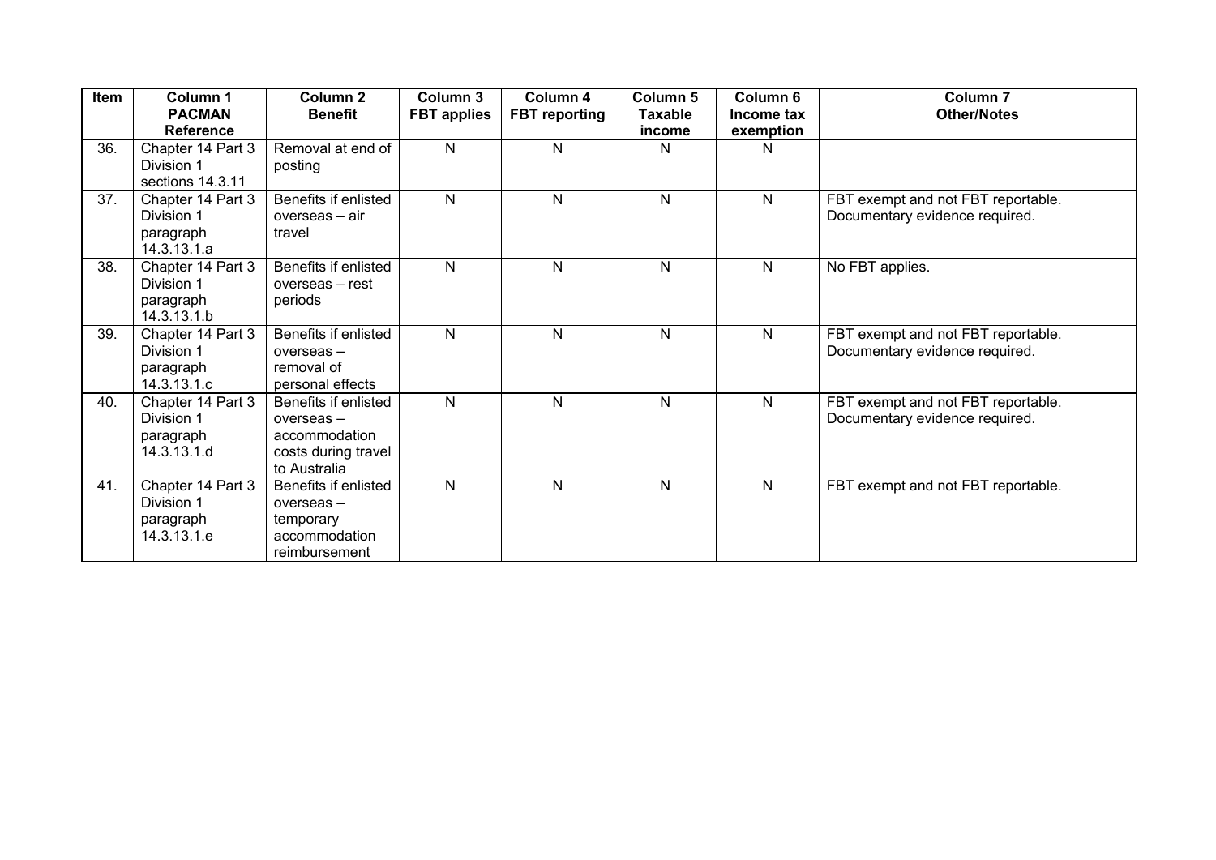| Item | Column 1 PACMAN Reference | Column 2 Benefit | Column 3 FBT applies | Column 4 FBT reporting | Column 5 Taxable income | Column 6 Income tax exemption | Column 7 Other/Notes |
|---|---|---|---|---|---|---|---|
| 36. | Chapter 14 Part 3 Division 1 sections 14.3.11 | Removal at end of posting | N | N | N | N | |
| 37. | Chapter 14 Part 3 Division 1 paragraph 14.3.13.1.a | Benefits if enlisted overseas – air travel | N | N | N | N | FBT exempt and not FBT reportable. Documentary evidence required. |
| 38. | Chapter 14 Part 3 Division 1 paragraph 14.3.13.1.b | Benefits if enlisted overseas – rest periods | N | N | N | N | No FBT applies. |
| 39. | Chapter 14 Part 3 Division 1 paragraph 14.3.13.1.c | Benefits if enlisted overseas – removal of personal effects | N | N | N | N | FBT exempt and not FBT reportable. Documentary evidence required. |
| 40. | Chapter 14 Part 3 Division 1 paragraph 14.3.13.1.d | Benefits if enlisted overseas – accommodation costs during travel to Australia | N | N | N | N | FBT exempt and not FBT reportable. Documentary evidence required. |
| 41. | Chapter 14 Part 3 Division 1 paragraph 14.3.13.1.e | Benefits if enlisted overseas – temporary accommodation reimbursement | N | N | N | N | FBT exempt and not FBT reportable. |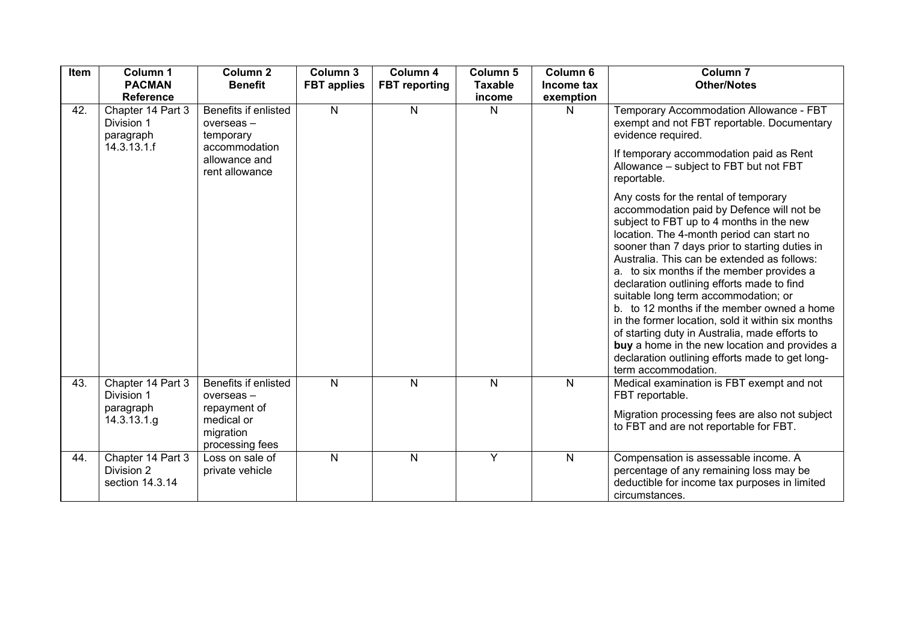| Item | Column 1 PACMAN Reference | Column 2 Benefit | Column 3 FBT applies | Column 4 FBT reporting | Column 5 Taxable income | Column 6 Income tax exemption | Column 7 Other/Notes |
|---|---|---|---|---|---|---|---|
| 42. | Chapter 14 Part 3 Division 1 paragraph 14.3.13.1.f | Benefits if enlisted overseas – temporary accommodation allowance and rent allowance | N | N | N | N | Temporary Accommodation Allowance - FBT exempt and not FBT reportable. Documentary evidence required.<br><br>If temporary accommodation paid as Rent Allowance – subject to FBT but not FBT reportable.<br><br>Any costs for the rental of temporary accommodation paid by Defence will not be subject to FBT up to 4 months in the new location. The 4-month period can start no sooner than 7 days prior to starting duties in Australia. This can be extended as follows:<br>a. to six months if the member provides a declaration outlining efforts made to find suitable long term accommodation; or<br>b. to 12 months if the member owned a home in the former location, sold it within six months of starting duty in Australia, made efforts to **buy** a home in the new location and provides a declaration outlining efforts made to get long-term accommodation. |
| 43. | Chapter 14 Part 3 Division 1 paragraph 14.3.13.1.g | Benefits if enlisted overseas – repayment of medical or migration processing fees | N | N | N | N | Medical examination is FBT exempt and not FBT reportable.<br><br>Migration processing fees are also not subject to FBT and are not reportable for FBT. |
| 44. | Chapter 14 Part 3 Division 2 section 14.3.14 | Loss on sale of private vehicle | N | N | Y | N | Compensation is assessable income. A percentage of any remaining loss may be deductible for income tax purposes in limited circumstances. |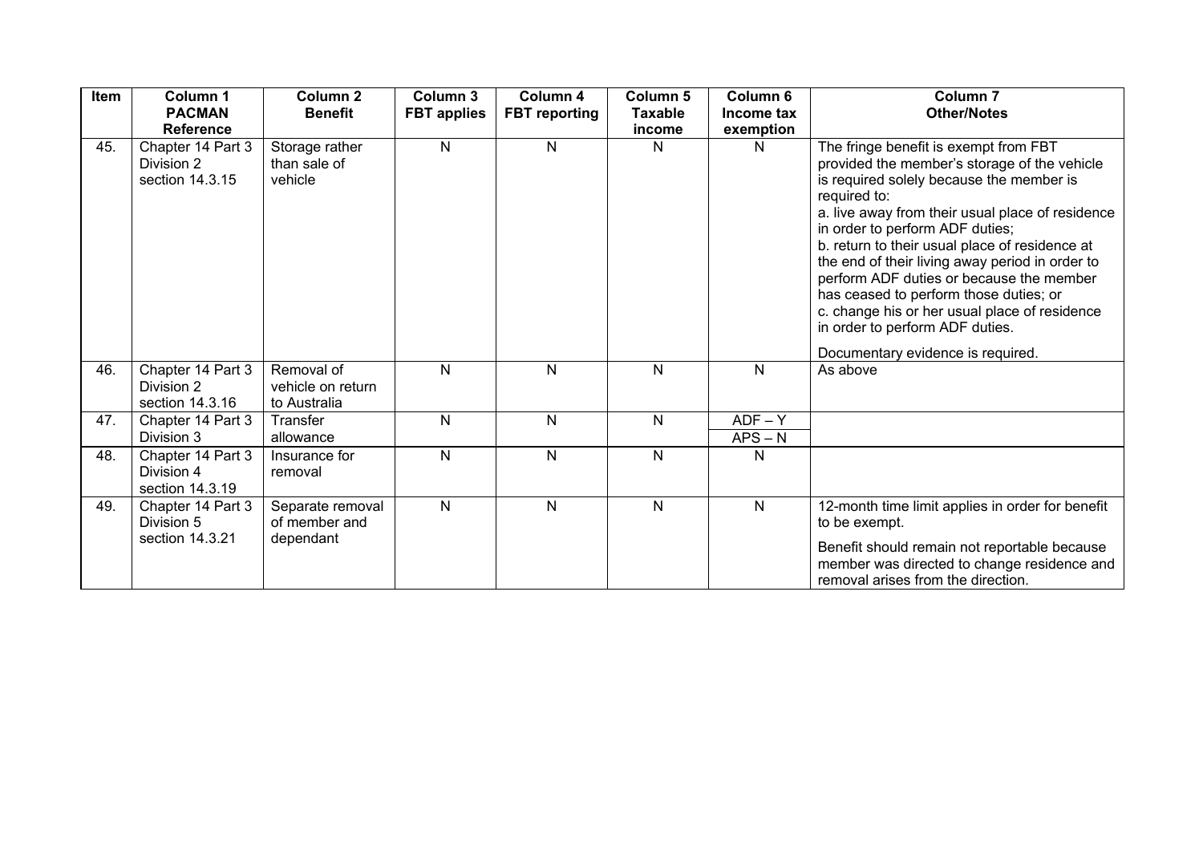| Item | Column 1 PACMAN Reference | Column 2 Benefit | Column 3 FBT applies | Column 4 FBT reporting | Column 5 Taxable income | Column 6 Income tax exemption | Column 7 Other/Notes |
|---|---|---|---|---|---|---|---|
| 45. | Chapter 14 Part 3 Division 2 section 14.3.15 | Storage rather than sale of vehicle | N | N | N | N | The fringe benefit is exempt from FBT provided the member's storage of the vehicle is required solely because the member is required to:<br>a. live away from their usual place of residence in order to perform ADF duties;<br>b. return to their usual place of residence at the end of their living away period in order to perform ADF duties or because the member has ceased to perform those duties; or<br>c. change his or her usual place of residence in order to perform ADF duties.<br><br>Documentary evidence is required. |
| 46. | Chapter 14 Part 3 Division 2 section 14.3.16 | Removal of vehicle on return to Australia | N | N | N | N | As above |
| 47. | Chapter 14 Part 3 Division 3 | Transfer allowance | N | N | N | ADF – Y<br>APS – N | |
| 48. | Chapter 14 Part 3 Division 4 section 14.3.19 | Insurance for removal | N | N | N | N | |
| 49. | Chapter 14 Part 3 Division 5 section 14.3.21 | Separate removal of member and dependant | N | N | N | N | 12-month time limit applies in order for benefit to be exempt.<br><br>Benefit should remain not reportable because member was directed to change residence and removal arises from the direction. |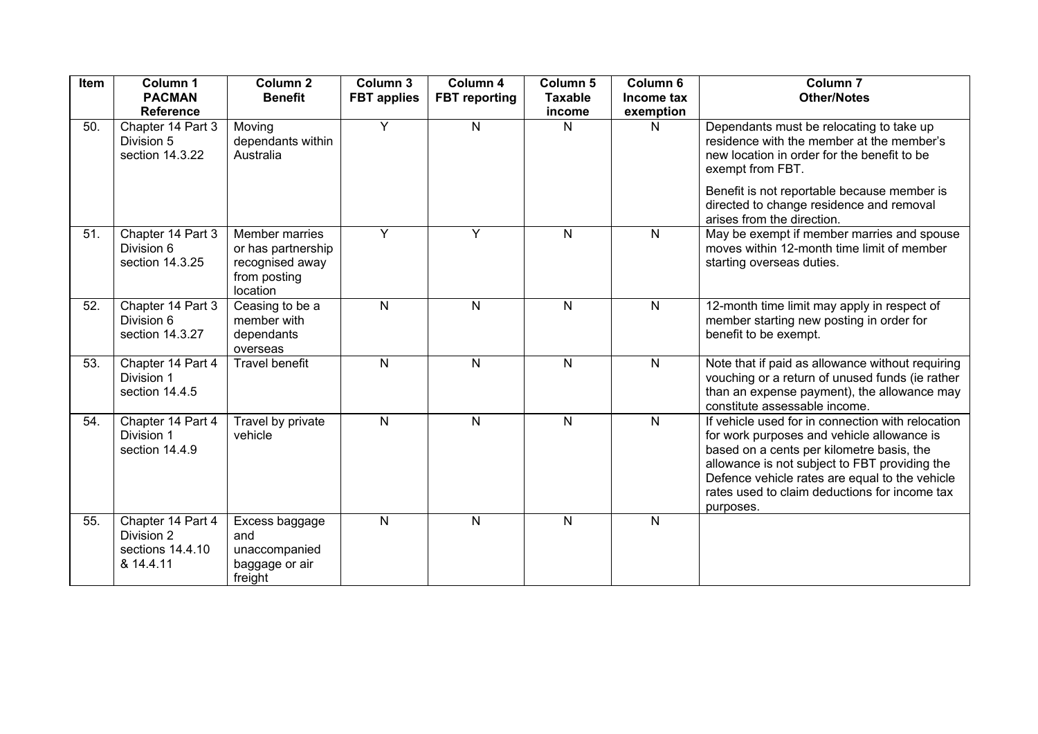| Item | Column 1 PACMAN Reference | Column 2 Benefit | Column 3 FBT applies | Column 4 FBT reporting | Column 5 Taxable income | Column 6 Income tax exemption | Column 7 Other/Notes |
|---|---|---|---|---|---|---|---|
| 50. | Chapter 14 Part 3 Division 5 section 14.3.22 | Moving dependants within Australia | Y | N | N | N | Dependants must be relocating to take up residence with the member at the member's new location in order for the benefit to be exempt from FBT. Benefit is not reportable because member is directed to change residence and removal arises from the direction. |
| 51. | Chapter 14 Part 3 Division 6 section 14.3.25 | Member marries or has partnership recognised away from posting location | Y | Y | N | N | May be exempt if member marries and spouse moves within 12-month time limit of member starting overseas duties. |
| 52. | Chapter 14 Part 3 Division 6 section 14.3.27 | Ceasing to be a member with dependants overseas | N | N | N | N | 12-month time limit may apply in respect of member starting new posting in order for benefit to be exempt. |
| 53. | Chapter 14 Part 4 Division 1 section 14.4.5 | Travel benefit | N | N | N | N | Note that if paid as allowance without requiring vouching or a return of unused funds (ie rather than an expense payment), the allowance may constitute assessable income. |
| 54. | Chapter 14 Part 4 Division 1 section 14.4.9 | Travel by private vehicle | N | N | N | N | If vehicle used for in connection with relocation for work purposes and vehicle allowance is based on cents per kilometre basis, the allowance is not subject to FBT providing the Defence vehicle rates are equal to the vehicle rates used to claim deductions for income tax purposes. |
| 55. | Chapter 14 Part 4 Division 2 sections 14.4.10 & 14.4.11 | Excess baggage and unaccompanied baggage or air freight | N | N | N | N | |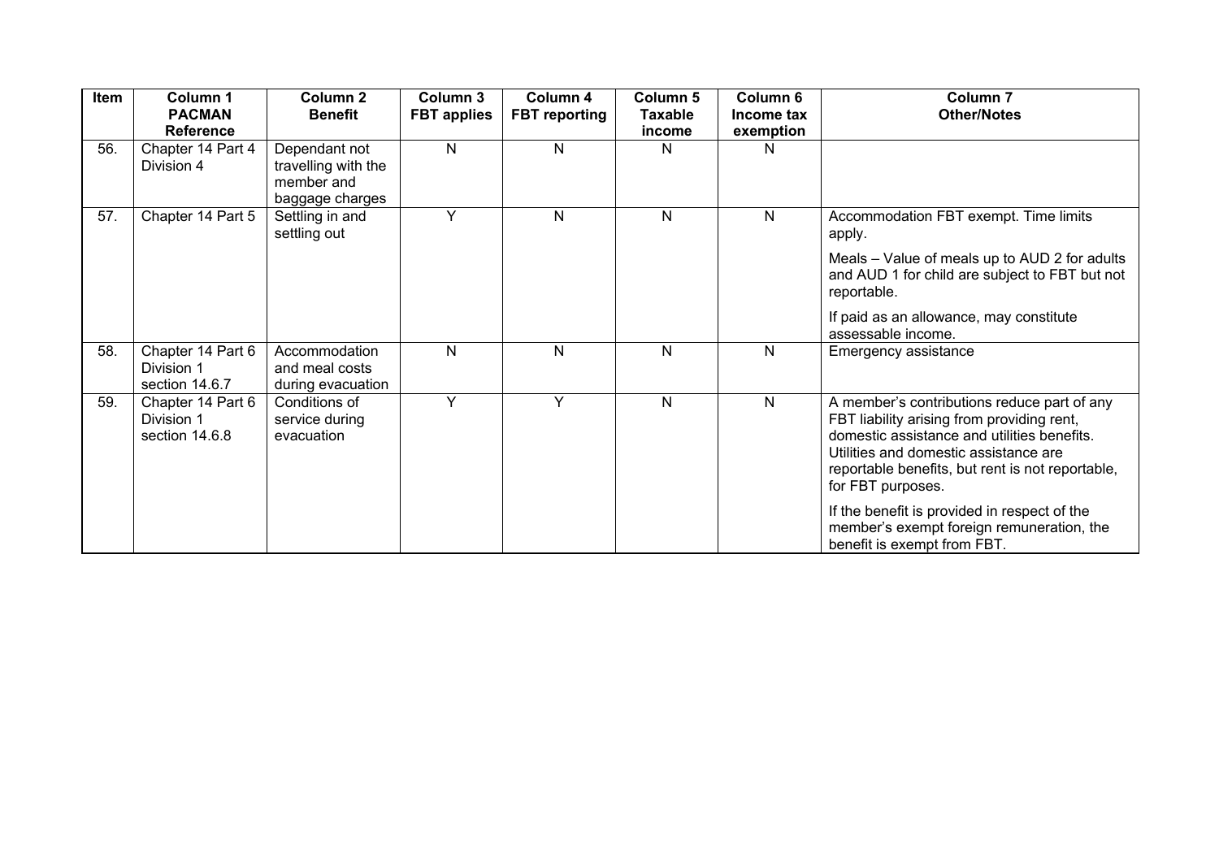| Item | Column 1 PACMAN Reference | Column 2 Benefit | Column 3 FBT applies | Column 4 FBT reporting | Column 5 Taxable income | Column 6 Income tax exemption | Column 7 Other/Notes |
|---|---|---|---|---|---|---|---|
| 56. | Chapter 14 Part 4 Division 4 | Dependant not travelling with the member and baggage charges | N | N | N | N | |
| 57. | Chapter 14 Part 5 | Settling in and settling out | Y | N | N | N | Accommodation FBT exempt. Time limits apply. <br><br> Meals – Value of meals up to AUD 2 for adults and AUD 1 for child are subject to FBT but not reportable. <br><br> If paid as an allowance, may constitute assessable income. |
| 58. | Chapter 14 Part 6 Division 1 section 14.6.7 | Accommodation and meal costs during evacuation | N | N | N | N | Emergency assistance |
| 59. | Chapter 14 Part 6 Division 1 section 14.6.8 | Conditions of service during evacuation | Y | Y | N | N | A member's contributions reduce part of any FBT liability arising from providing rent, domestic assistance and utilities benefits. Utilities and domestic assistance are reportable benefits, but rent is not reportable, for FBT purposes. <br><br> If the benefit is provided in respect of the member's exempt foreign remuneration, the benefit is exempt from FBT. |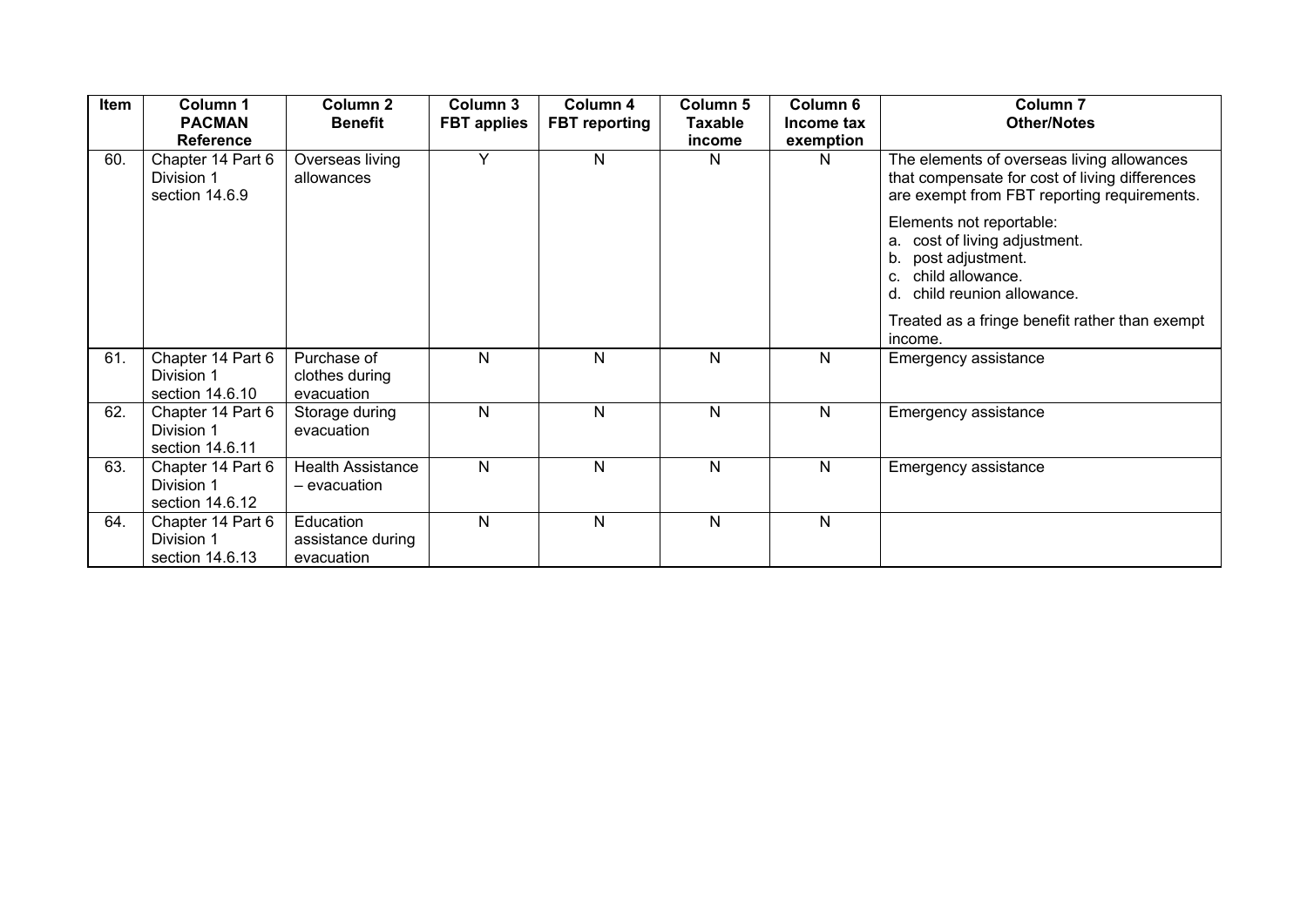| Item | Column 1 PACMAN Reference | Column 2 Benefit | Column 3 FBT applies | Column 4 FBT reporting | Column 5 Taxable income | Column 6 Income tax exemption | Column 7 Other/Notes |
|---|---|---|---|---|---|---|---|
| 60. | Chapter 14 Part 6 Division 1 section 14.6.9 | Overseas living allowances | Y | N | N | N | The elements of overseas living allowances that compensate for cost of living differences are exempt from FBT reporting requirements.<br><br>Elements not reportable:<br>a. cost of living adjustment.<br>b. post adjustment.<br>c. child allowance.<br>d. child reunion allowance.<br><br>Treated as a fringe benefit rather than exempt income. |
| 61. | Chapter 14 Part 6 Division 1 section 14.6.10 | Purchase of clothes during evacuation | N | N | N | N | Emergency assistance |
| 62. | Chapter 14 Part 6 Division 1 section 14.6.11 | Storage during evacuation | N | N | N | N | Emergency assistance |
| 63. | Chapter 14 Part 6 Division 1 section 14.6.12 | Health Assistance – evacuation | N | N | N | N | Emergency assistance |
| 64. | Chapter 14 Part 6 Division 1 section 14.6.13 | Education assistance during evacuation | N | N | N | N | |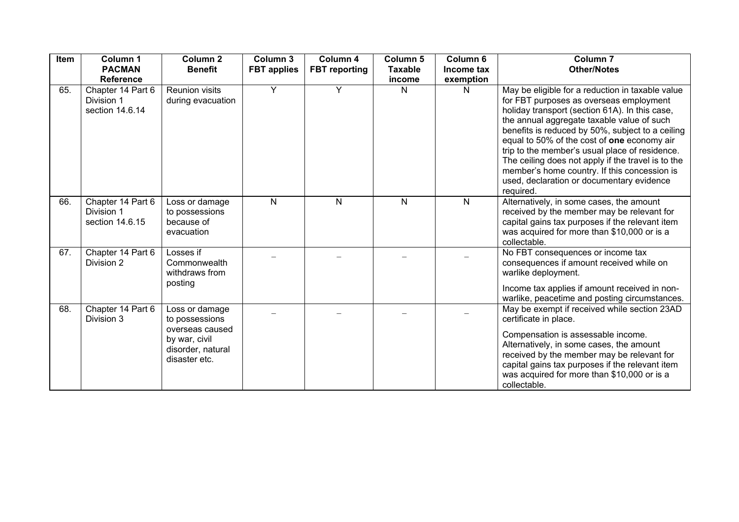| Item | Column 1 PACMAN Reference | Column 2 Benefit | Column 3 FBT applies | Column 4 FBT reporting | Column 5 Taxable income | Column 6 Income tax exemption | Column 7 Other/Notes |
|---|---|---|---|---|---|---|---|
| 65. | Chapter 14 Part 6 Division 1 section 14.6.14 | Reunion visits during evacuation | Y | Y | N | N | May be eligible for a reduction in taxable value for FBT purposes as overseas employment holiday transport (section 61A). In this case, the annual aggregate taxable value of such benefits is reduced by 50%, subject to a ceiling equal to 50% of the cost of **one** economy air trip to the member's usual place of residence. The ceiling does not apply if the travel is to the member's home country. If this concession is used, declaration or documentary evidence required. |
| 66. | Chapter 14 Part 6 Division 1 section 14.6.15 | Loss or damage to possessions because of evacuation | N | N | N | N | Alternatively, in some cases, the amount received by the member may be relevant for capital gains tax purposes if the relevant item was acquired for more than $10,000 or is a collectable. |
| 67. | Chapter 14 Part 6 Division 2 | Losses if Commonwealth withdraws from posting | – | – | – | – | No FBT consequences or income tax consequences if amount received while on warlike deployment.<br><br>Income tax applies if amount received in non-warlike, peacetime and posting circumstances. |
| 68. | Chapter 14 Part 6 Division 3 | Loss or damage to possessions overseas caused by war, civil disorder, natural disaster etc. | – | – | – | – | May be exempt if received while section 23AD certificate in place.<br><br>Compensation is assessable income. Alternatively, in some cases, the amount received by the member may be relevant for capital gains tax purposes if the relevant item was acquired for more than $10,000 or is a collectable. |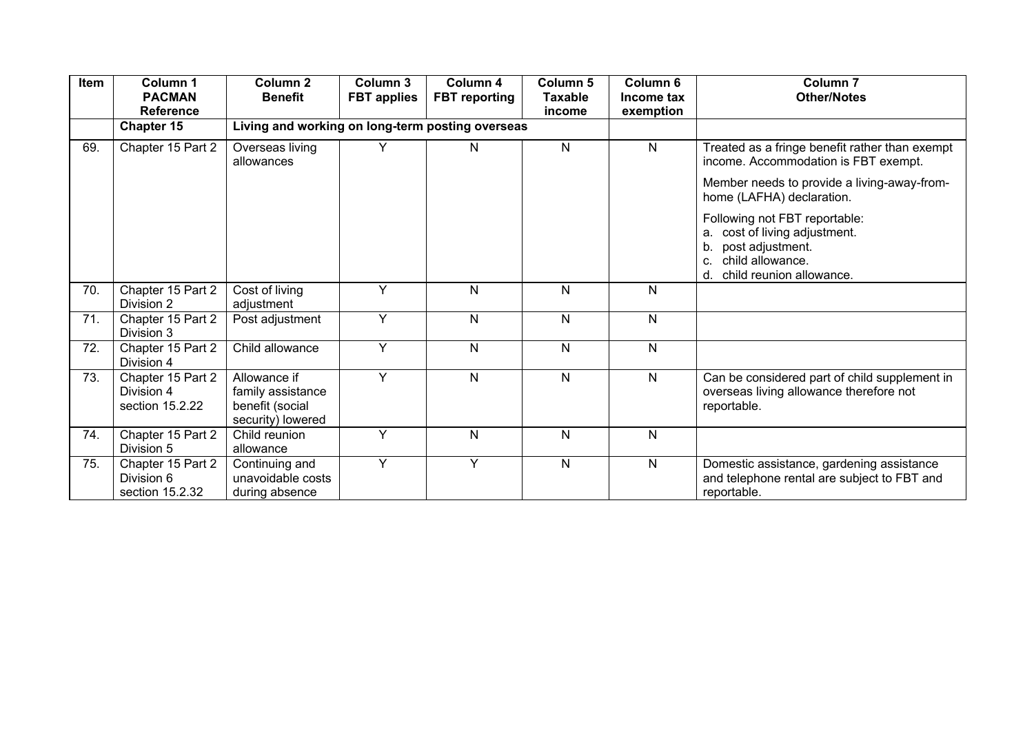| Item | Column 1<br>PACMAN Reference | Column 2<br>Benefit | Column 3<br>FBT applies | Column 4<br>FBT reporting | Column 5<br>Taxable income | Column 6<br>Income tax exemption | Column 7<br>Other/Notes |
|---|---|---|---|---|---|---|---|
| | **Chapter 15** | **Living and working on long-term posting overseas** | | | | | |
| 69. | Chapter 15 Part 2 | Overseas living allowances | Y | N | N | N | Treated as a fringe benefit rather than exempt income. Accommodation is FBT exempt.<br><br>Member needs to provide a living-away-from-home (LAFHA) declaration.<br><br>Following not FBT reportable:<br>a. cost of living adjustment.<br>b. post adjustment.<br>c. child allowance.<br>d. child reunion allowance. |
| 70. | Chapter 15 Part 2 Division 2 | Cost of living adjustment | Y | N | N | N | |
| 71. | Chapter 15 Part 2 Division 3 | Post adjustment | Y | N | N | N | |
| 72. | Chapter 15 Part 2 Division 4 | Child allowance | Y | N | N | N | |
| 73. | Chapter 15 Part 2 Division 4 section 15.2.22 | Allowance if family assistance benefit (social security) lowered | Y | N | N | N | Can be considered part of child supplement in overseas living allowance therefore not reportable. |
| 74. | Chapter 15 Part 2 Division 5 | Child reunion allowance | Y | N | N | N | |
| 75. | Chapter 15 Part 2 Division 6 section 15.2.32 | Continuing and unavoidable costs during absence | Y | Y | N | N | Domestic assistance, gardening assistance and telephone rental are subject to FBT and reportable. |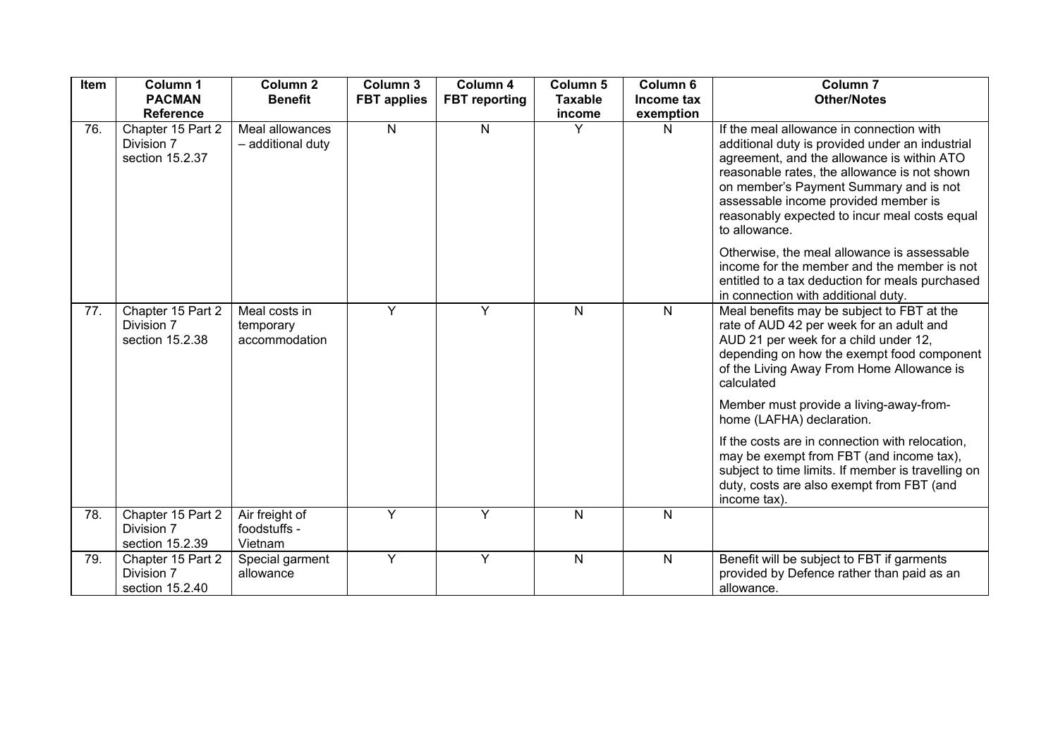| Item | Column 1 PACMAN Reference | Column 2 Benefit | Column 3 FBT applies | Column 4 FBT reporting | Column 5 Taxable income | Column 6 Income tax exemption | Column 7 Other/Notes |
|---|---|---|---|---|---|---|---|
| 76. | Chapter 15 Part 2 Division 7 section 15.2.37 | Meal allowances – additional duty | N | N | Y | N | If the meal allowance in connection with additional duty is provided under an industrial agreement, and the allowance is within ATO reasonable rates, the allowance is not shown on member's Payment Summary and is not assessable income provided member is reasonably expected to incur meal costs equal to allowance.<br><br>Otherwise, the meal allowance is assessable income for the member and the member is not entitled to a tax deduction for meals purchased in connection with additional duty. |
| 77. | Chapter 15 Part 2 Division 7 section 15.2.38 | Meal costs in temporary accommodation | Y | Y | N | N | Meal benefits may be subject to FBT at the rate of AUD 42 per week for an adult and AUD 21 per week for a child under 12, depending on how the exempt food component of the Living Away From Home Allowance is calculated<br><br>Member must provide a living-away-from-home (LAFHA) declaration.<br><br>If the costs are in connection with relocation, may be exempt from FBT (and income tax), subject to time limits. If member is travelling on duty, costs are also exempt from FBT (and income tax). |
| 78. | Chapter 15 Part 2 Division 7 section 15.2.39 | Air freight of foodstuffs - Vietnam | Y | Y | N | N | |
| 79. | Chapter 15 Part 2 Division 7 section 15.2.40 | Special garment allowance | Y | Y | N | N | Benefit will be subject to FBT if garments provided by Defence rather than paid as an allowance. |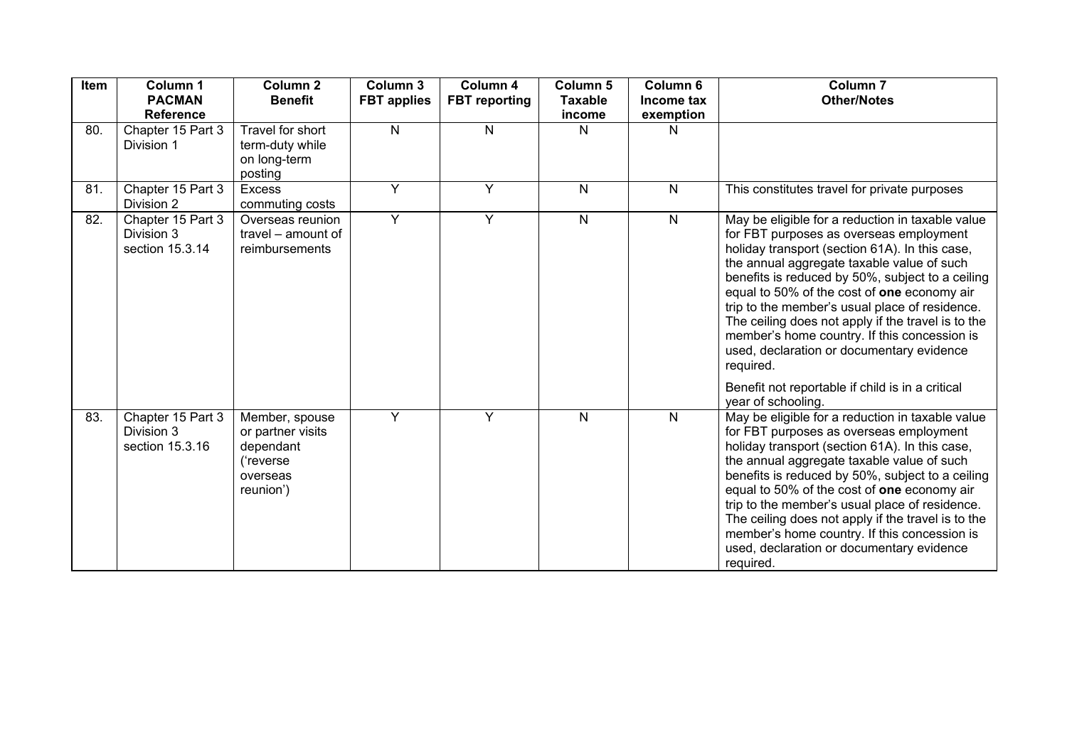| Item | Column 1 PACMAN Reference | Column 2 Benefit | Column 3 FBT applies | Column 4 FBT reporting | Column 5 Taxable income | Column 6 Income tax exemption | Column 7 Other/Notes |
|---|---|---|---|---|---|---|---|
| 80. | Chapter 15 Part 3 Division 1 | Travel for short term-duty while on long-term posting | N | N | N | N | |
| 81. | Chapter 15 Part 3 Division 2 | Excess commuting costs | Y | Y | N | N | This constitutes travel for private purposes |
| 82. | Chapter 15 Part 3 Division 3 section 15.3.14 | Overseas reunion travel – amount of reimbursements | Y | Y | N | N | May be eligible for a reduction in taxable value for FBT purposes as overseas employment holiday transport (section 61A). In this case, the annual aggregate taxable value of such benefits is reduced by 50%, subject to a ceiling equal to 50% of the cost of **one** economy air trip to the member's usual place of residence. The ceiling does not apply if the travel is to the member's home country. If this concession is used, declaration or documentary evidence required.<br><br>Benefit not reportable if child is in a critical year of schooling. |
| 83. | Chapter 15 Part 3 Division 3 section 15.3.16 | Member, spouse or partner visits dependant ('reverse overseas reunion') | Y | Y | N | N | May be eligible for a reduction in taxable value for FBT purposes as overseas employment holiday transport (section 61A). In this case, the annual aggregate taxable value of such benefits is reduced by 50%, subject to a ceiling equal to 50% of the cost of **one** economy air trip to the member's usual place of residence. The ceiling does not apply if the travel is to the member's home country. If this concession is used, declaration or documentary evidence required. |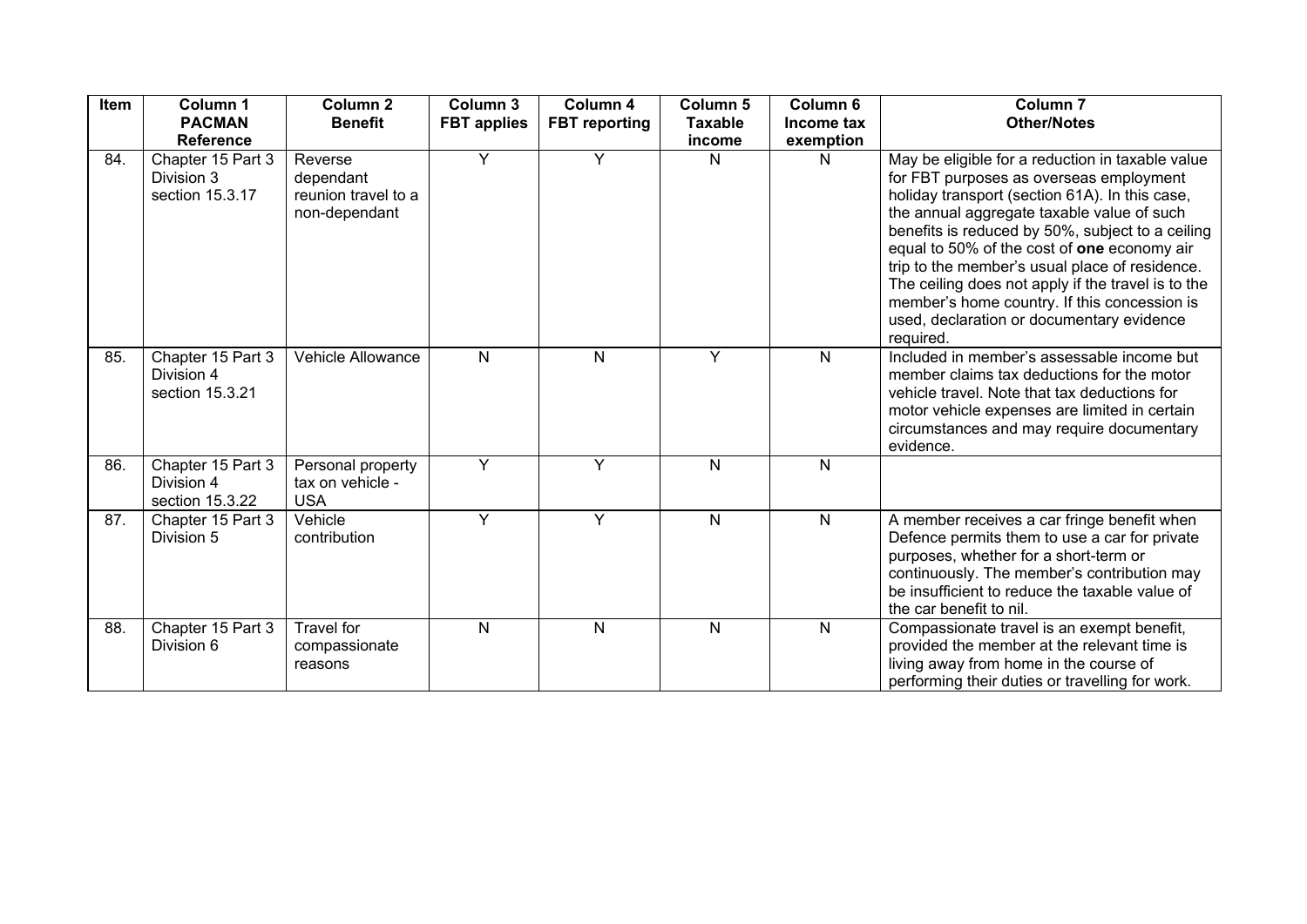| Item | Column 1 PACMAN Reference | Column 2 Benefit | Column 3 FBT applies | Column 4 FBT reporting | Column 5 Taxable income | Column 6 Income tax exemption | Column 7 Other/Notes |
|---|---|---|---|---|---|---|---|
| 84. | Chapter 15 Part 3 Division 3 section 15.3.17 | Reverse dependant reunion travel to a non-dependant | Y | Y | N | N | May be eligible for a reduction in taxable value for FBT purposes as overseas employment holiday transport (section 61A). In this case, the annual aggregate taxable value of such benefits is reduced by 50%, subject to a ceiling equal to 50% of the cost of **one** economy air trip to the member's usual place of residence. The ceiling does not apply if the travel is to the member's home country. If this concession is used, declaration or documentary evidence required. |
| 85. | Chapter 15 Part 3 Division 4 section 15.3.21 | Vehicle Allowance | N | N | Y | N | Included in member's assessable income but member claims tax deductions for the motor vehicle travel. Note that tax deductions for motor vehicle expenses are limited in certain circumstances and may require documentary evidence. |
| 86. | Chapter 15 Part 3 Division 4 section 15.3.22 | Personal property tax on vehicle - USA | Y | Y | N | N | |
| 87. | Chapter 15 Part 3 Division 5 | Vehicle contribution | Y | Y | N | N | A member receives a car fringe benefit when Defence permits them to use a car for private purposes, whether for a short-term or continuously. The member's contribution may be insufficient to reduce the taxable value of the car benefit to nil. |
| 88. | Chapter 15 Part 3 Division 6 | Travel for compassionate reasons | N | N | N | N | Compassionate travel is an exempt benefit, provided the member at the relevant time is living away from home in the course of performing their duties or travelling for work. |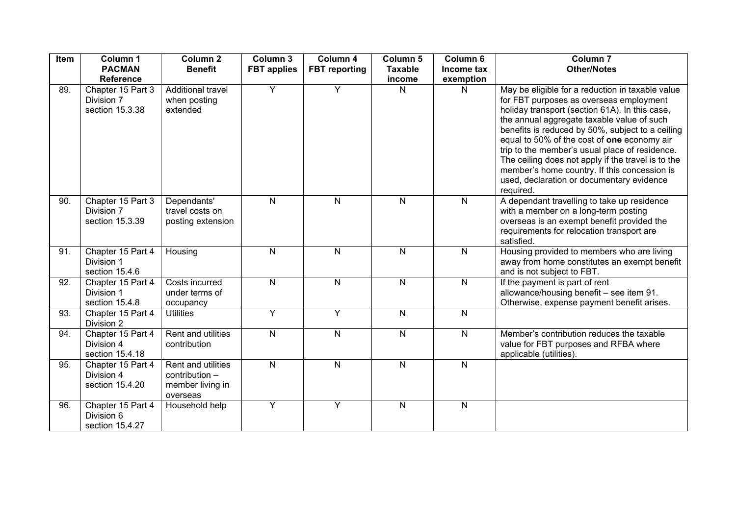| Item | Column 1 PACMAN Reference | Column 2 Benefit | Column 3 FBT applies | Column 4 FBT reporting | Column 5 Taxable income | Column 6 Income tax exemption | Column 7 Other/Notes |
|---|---|---|---|---|---|---|---|
| 89. | Chapter 15 Part 3 Division 7 section 15.3.38 | Additional travel when posting extended | Y | Y | N | N | May be eligible for a reduction in taxable value for FBT purposes as overseas employment holiday transport (section 61A). In this case, the annual aggregate taxable value of such benefits is reduced by 50%, subject to a ceiling equal to 50% of the cost of **one** economy air trip to the member's usual place of residence. The ceiling does not apply if the travel is to the member's home country. If this concession is used, declaration or documentary evidence required. |
| 90. | Chapter 15 Part 3 Division 7 section 15.3.39 | Dependants' travel costs on posting extension | N | N | N | N | A dependant travelling to take up residence with a member on a long-term posting overseas is an exempt benefit provided the requirements for relocation transport are satisfied. |
| 91. | Chapter 15 Part 4 Division 1 section 15.4.6 | Housing | N | N | N | N | Housing provided to members who are living away from home constitutes an exempt benefit and is not subject to FBT. |
| 92. | Chapter 15 Part 4 Division 1 section 15.4.8 | Costs incurred under terms of occupancy | N | N | N | N | If the payment is part of rent allowance/housing benefit – see item 91. Otherwise, expense payment benefit arises. |
| 93. | Chapter 15 Part 4 Division 2 | Utilities | Y | Y | N | N | |
| 94. | Chapter 15 Part 4 Division 4 section 15.4.18 | Rent and utilities contribution | N | N | N | N | Member's contribution reduces the taxable value for FBT purposes and RFBA where applicable (utilities). |
| 95. | Chapter 15 Part 4 Division 4 section 15.4.20 | Rent and utilities contribution – member living in overseas | N | N | N | N | |
| 96. | Chapter 15 Part 4 Division 6 section 15.4.27 | Household help | Y | Y | N | N | |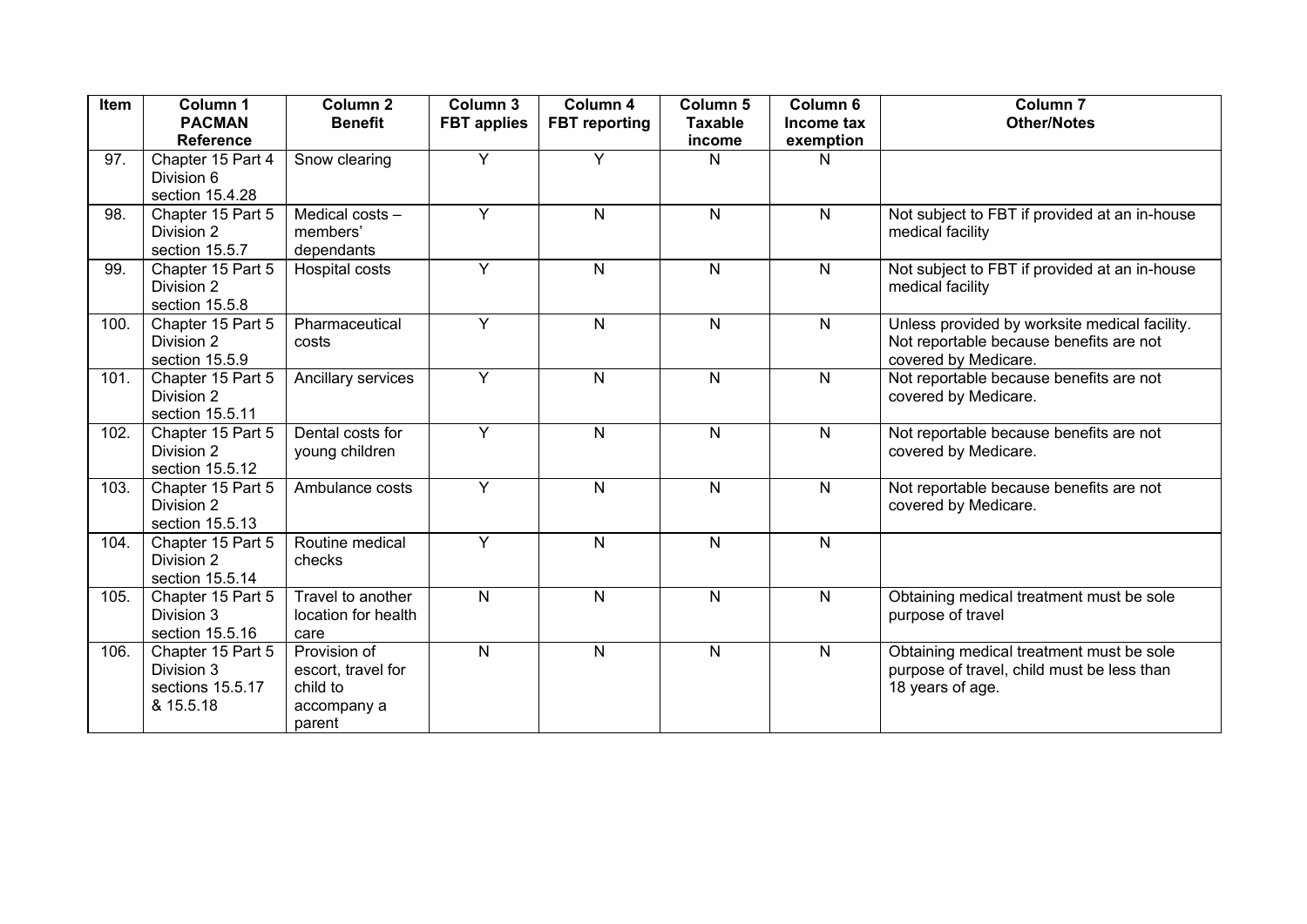| Item | Column 1 PACMAN Reference | Column 2 Benefit | Column 3 FBT applies | Column 4 FBT reporting | Column 5 Taxable income | Column 6 Income tax exemption | Column 7 Other/Notes |
|---|---|---|---|---|---|---|---|
| 97. | Chapter 15 Part 4 Division 6 section 15.4.28 | Snow clearing | Y | Y | N | N | |
| 98. | Chapter 15 Part 5 Division 2 section 15.5.7 | Medical costs – members' dependants | Y | N | N | N | Not subject to FBT if provided at an in-house medical facility |
| 99. | Chapter 15 Part 5 Division 2 section 15.5.8 | Hospital costs | Y | N | N | N | Not subject to FBT if provided at an in-house medical facility |
| 100. | Chapter 15 Part 5 Division 2 section 15.5.9 | Pharmaceutical costs | Y | N | N | N | Unless provided by worksite medical facility. Not reportable because benefits are not covered by Medicare. |
| 101. | Chapter 15 Part 5 Division 2 section 15.5.11 | Ancillary services | Y | N | N | N | Not reportable because benefits are not covered by Medicare. |
| 102. | Chapter 15 Part 5 Division 2 section 15.5.12 | Dental costs for young children | Y | N | N | N | Not reportable because benefits are not covered by Medicare. |
| 103. | Chapter 15 Part 5 Division 2 section 15.5.13 | Ambulance costs | Y | N | N | N | Not reportable because benefits are not covered by Medicare. |
| 104. | Chapter 15 Part 5 Division 2 section 15.5.14 | Routine medical checks | Y | N | N | N | |
| 105. | Chapter 15 Part 5 Division 3 section 15.5.16 | Travel to another location for health care | N | N | N | N | Obtaining medical treatment must be sole purpose of travel |
| 106. | Chapter 15 Part 5 Division 3 sections 15.5.17 & 15.5.18 | Provision of escort, travel for child to accompany a parent | N | N | N | N | Obtaining medical treatment must be sole purpose of travel, child must be less than 18 years of age. |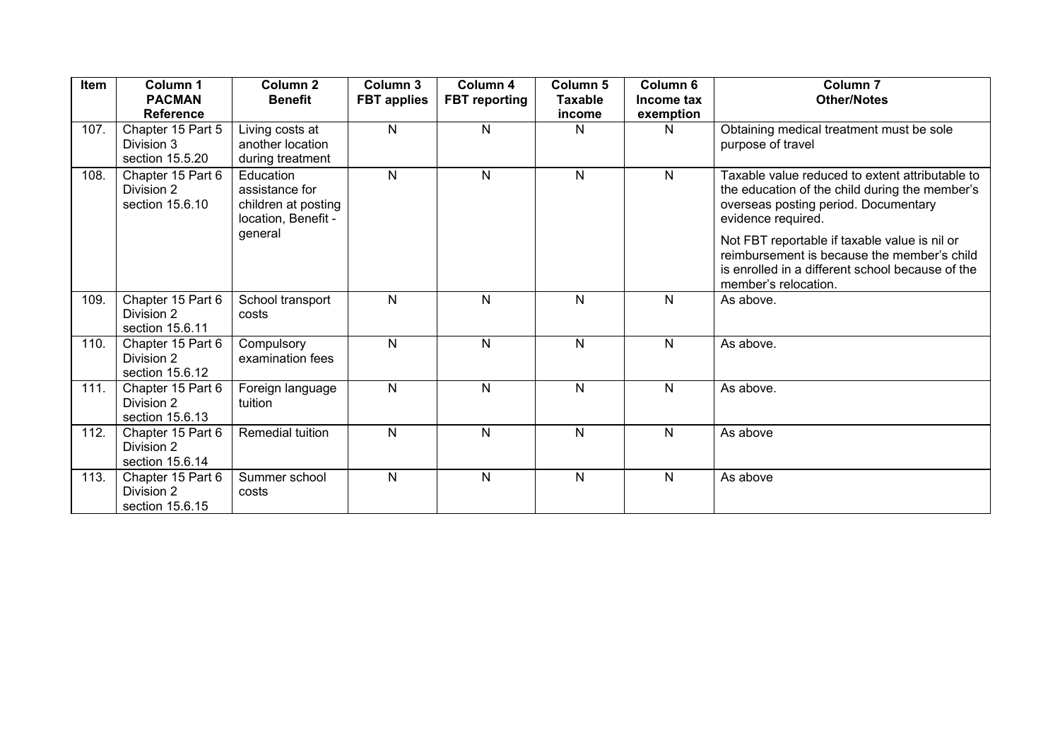| Item | Column 1 PACMAN Reference | Column 2 Benefit | Column 3 FBT applies | Column 4 FBT reporting | Column 5 Taxable income | Column 6 Income tax exemption | Column 7 Other/Notes |
|---|---|---|---|---|---|---|---|
| 107. | Chapter 15 Part 5 Division 3 section 15.5.20 | Living costs at another location during treatment | N | N | N | N | Obtaining medical treatment must be sole purpose of travel |
| 108. | Chapter 15 Part 6 Division 2 section 15.6.10 | Education assistance for children at posting location, Benefit - general | N | N | N | N | Taxable value reduced to extent attributable to the education of the child during the member's overseas posting period. Documentary evidence required.<br><br>Not FBT reportable if taxable value is nil or reimbursement is because the member's child is enrolled in a different school because of the member's relocation. |
| 109. | Chapter 15 Part 6 Division 2 section 15.6.11 | School transport costs | N | N | N | N | As above. |
| 110. | Chapter 15 Part 6 Division 2 section 15.6.12 | Compulsory examination fees | N | N | N | N | As above. |
| 111. | Chapter 15 Part 6 Division 2 section 15.6.13 | Foreign language tuition | N | N | N | N | As above. |
| 112. | Chapter 15 Part 6 Division 2 section 15.6.14 | Remedial tuition | N | N | N | N | As above |
| 113. | Chapter 15 Part 6 Division 2 section 15.6.15 | Summer school costs | N | N | N | N | As above |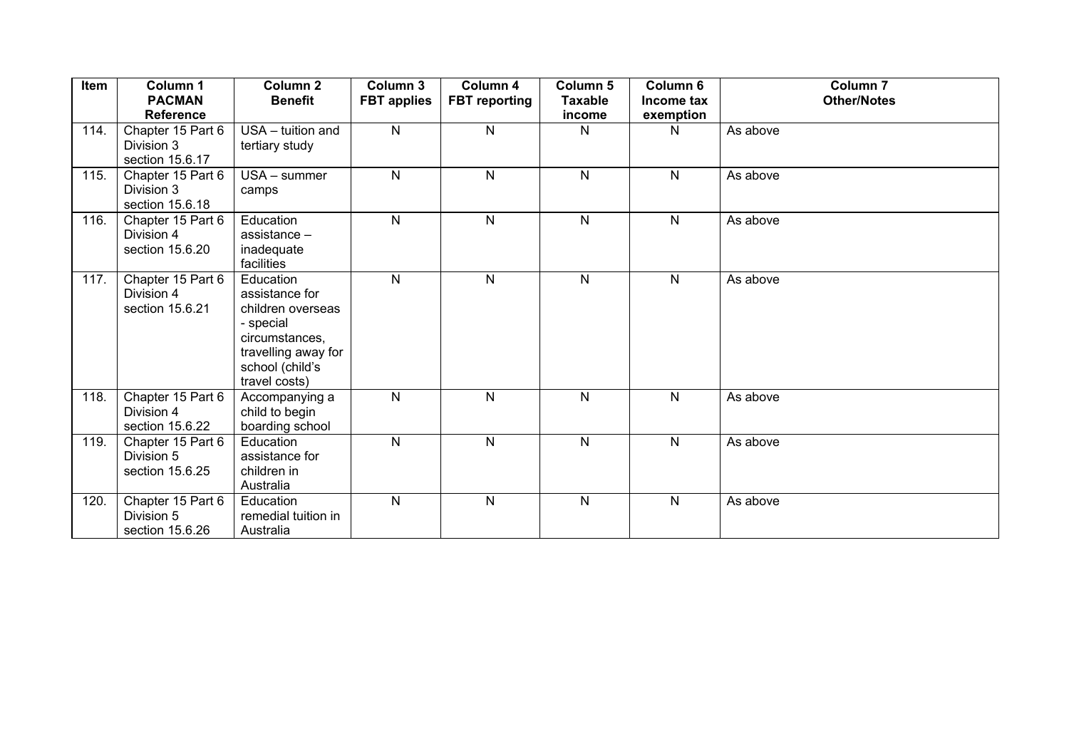| Item | Column 1 PACMAN Reference | Column 2 Benefit | Column 3 FBT applies | Column 4 FBT reporting | Column 5 Taxable income | Column 6 Income tax exemption | Column 7 Other/Notes |
|---|---|---|---|---|---|---|---|
| 114. | Chapter 15 Part 6 Division 3 section 15.6.17 | USA – tuition and tertiary study | N | N | N | N | As above |
| 115. | Chapter 15 Part 6 Division 3 section 15.6.18 | USA – summer camps | N | N | N | N | As above |
| 116. | Chapter 15 Part 6 Division 4 section 15.6.20 | Education assistance – inadequate facilities | N | N | N | N | As above |
| 117. | Chapter 15 Part 6 Division 4 section 15.6.21 | Education assistance for children overseas - special circumstances, travelling away for school (child's travel costs) | N | N | N | N | As above |
| 118. | Chapter 15 Part 6 Division 4 section 15.6.22 | Accompanying a child to begin boarding school | N | N | N | N | As above |
| 119. | Chapter 15 Part 6 Division 5 section 15.6.25 | Education assistance for children in Australia | N | N | N | N | As above |
| 120. | Chapter 15 Part 6 Division 5 section 15.6.26 | Education remedial tuition in Australia | N | N | N | N | As above |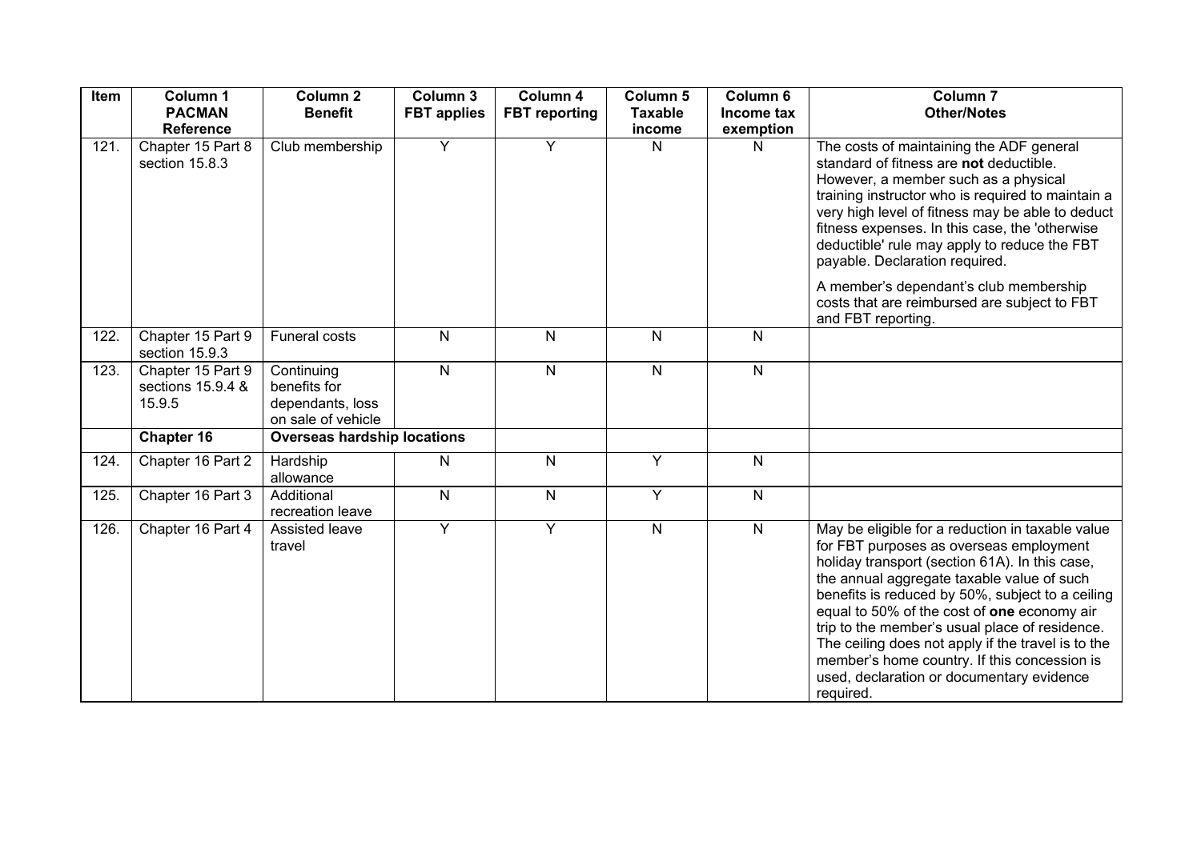| Item | Column 1 PACMAN Reference | Column 2 Benefit | Column 3 FBT applies | Column 4 FBT reporting | Column 5 Taxable income | Column 6 Income tax exemption | Column 7 Other/Notes |
|---|---|---|---|---|---|---|---|
| 121. | Chapter 15 Part 8 section 15.8.3 | Club membership | Y | Y | N | N | The costs of maintaining the ADF general standard of fitness are **not** deductible. However, a member such as a physical training instructor who is required to maintain a very high level of fitness may be able to deduct fitness expenses. In this case, the 'otherwise deductible' rule may apply to reduce the FBT payable. Declaration required.<br><br>A member's dependant's club membership costs that are reimbursed are subject to FBT and FBT reporting. |
| 122. | Chapter 15 Part 9 section 15.9.3 | Funeral costs | N | N | N | N | |
| 123. | Chapter 15 Part 9 sections 15.9.4 & 15.9.5 | Continuing benefits for dependants, loss on sale of vehicle | N | N | N | N | |
| | **Chapter 16** | **Overseas hardship locations** | | | | | |
| 124. | Chapter 16 Part 2 | Hardship allowance | N | N | Y | N | |
| 125. | Chapter 16 Part 3 | Additional recreation leave | N | N | Y | N | |
| 126. | Chapter 16 Part 4 | Assisted leave travel | Y | Y | N | N | May be eligible for a reduction in taxable value for FBT purposes as overseas employment holiday transport (section 61A). In this case, the annual aggregate taxable value of such benefits is reduced by 50%, subject to a ceiling equal to 50% of the cost of **one** economy air trip to the member's usual place of residence. The ceiling does not apply if the travel is to the member's home country. If this concession is used, declaration or documentary evidence required. |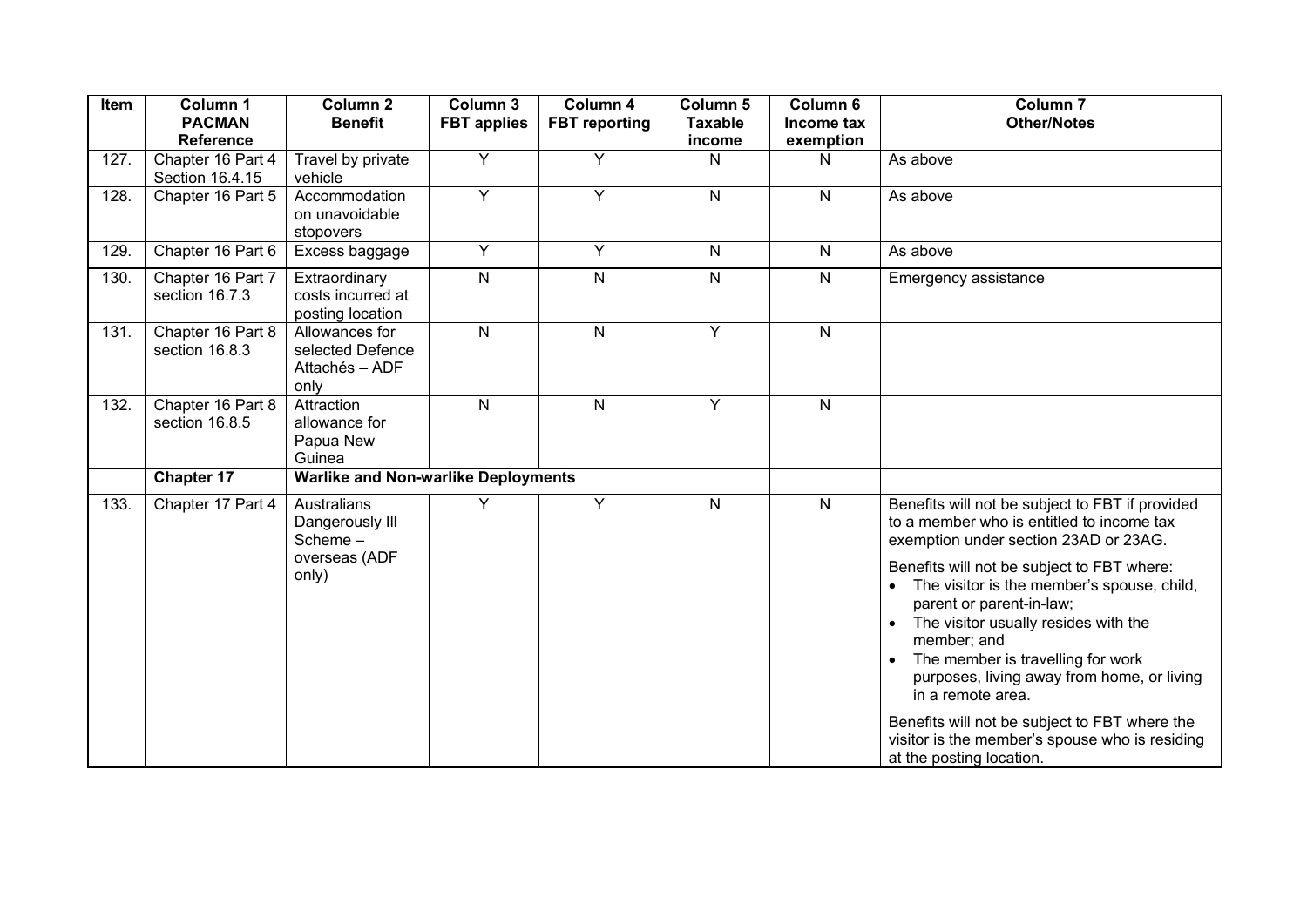| Item | Column 1 PACMAN Reference | Column 2 Benefit | Column 3 FBT applies | Column 4 FBT reporting | Column 5 Taxable income | Column 6 Income tax exemption | Column 7 Other/Notes |
|---|---|---|---|---|---|---|---|
| 127. | Chapter 16 Part 4 Section 16.4.15 | Travel by private vehicle | Y | Y | N | N | As above |
| 128. | Chapter 16 Part 5 | Accommodation on unavoidable stopovers | Y | Y | N | N | As above |
| 129. | Chapter 16 Part 6 | Excess baggage | Y | Y | N | N | As above |
| 130. | Chapter 16 Part 7 section 16.7.3 | Extraordinary costs incurred at posting location | N | N | N | N | Emergency assistance |
| 131. | Chapter 16 Part 8 section 16.8.3 | Allowances for selected Defence Attachés – ADF only | N | N | Y | N | |
| 132. | Chapter 16 Part 8 section 16.8.5 | Attraction allowance for Papua New Guinea | N | N | Y | N | |
| | **Chapter 17** | **Warlike and Non-warlike Deployments** | | | | | |
| 133. | Chapter 17 Part 4 | Australians Dangerously Ill Scheme – overseas (ADF only) | Y | Y | N | N | Benefits will not be subject to FBT if provided to a member who is entitled to income tax exemption under section 23AD or 23AG.<br><br>Benefits will not be subject to FBT where:<br>• The visitor is the member's spouse, child, parent or parent-in-law;<br>• The visitor usually resides with the member; and<br>• The member is travelling for work purposes, living away from home, or living in a remote area.<br><br>Benefits will not be subject to FBT where the visitor is the member's spouse who is residing at the posting location. |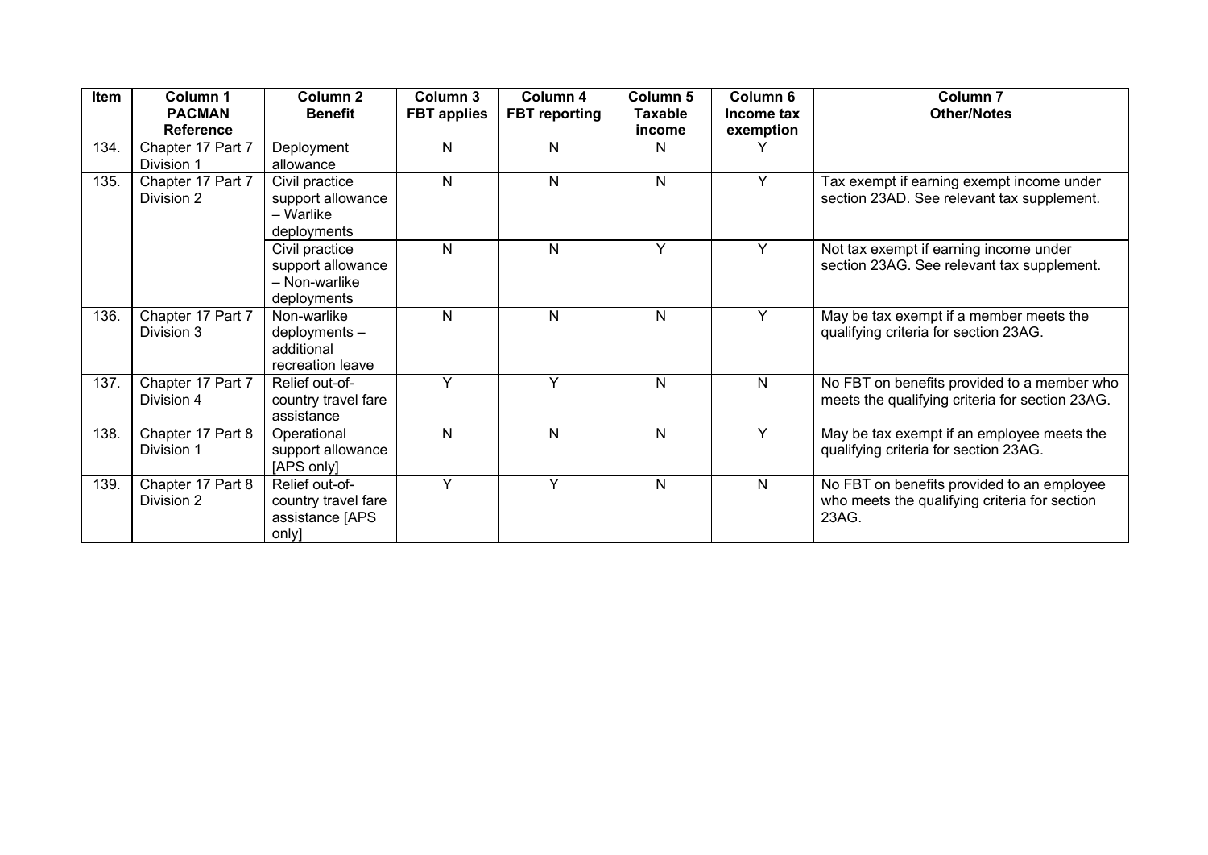| Item | Column 1 PACMAN Reference | Column 2 Benefit | Column 3 FBT applies | Column 4 FBT reporting | Column 5 Taxable income | Column 6 Income tax exemption | Column 7 Other/Notes |
|---|---|---|---|---|---|---|---|
| 134. | Chapter 17 Part 7 Division 1 | Deployment allowance | N | N | N | Y | |
| 135. | Chapter 17 Part 7 Division 2 | Civil practice support allowance – Warlike deployments | N | N | N | Y | Tax exempt if earning exempt income under section 23AD. See relevant tax supplement. |
| | | Civil practice support allowance – Non-warlike deployments | N | N | Y | Y | Not tax exempt if earning income under section 23AG. See relevant tax supplement. |
| 136. | Chapter 17 Part 7 Division 3 | Non-warlike deployments – additional recreation leave | N | N | N | Y | May be tax exempt if a member meets the qualifying criteria for section 23AG. |
| 137. | Chapter 17 Part 7 Division 4 | Relief out-of-country travel fare assistance | Y | Y | N | N | No FBT on benefits provided to a member who meets the qualifying criteria for section 23AG. |
| 138. | Chapter 17 Part 8 Division 1 | Operational support allowance [APS only] | N | N | N | Y | May be tax exempt if an employee meets the qualifying criteria for section 23AG. |
| 139. | Chapter 17 Part 8 Division 2 | Relief out-of-country travel fare assistance [APS only] | Y | Y | N | N | No FBT on benefits provided to an employee who meets the qualifying criteria for section 23AG. |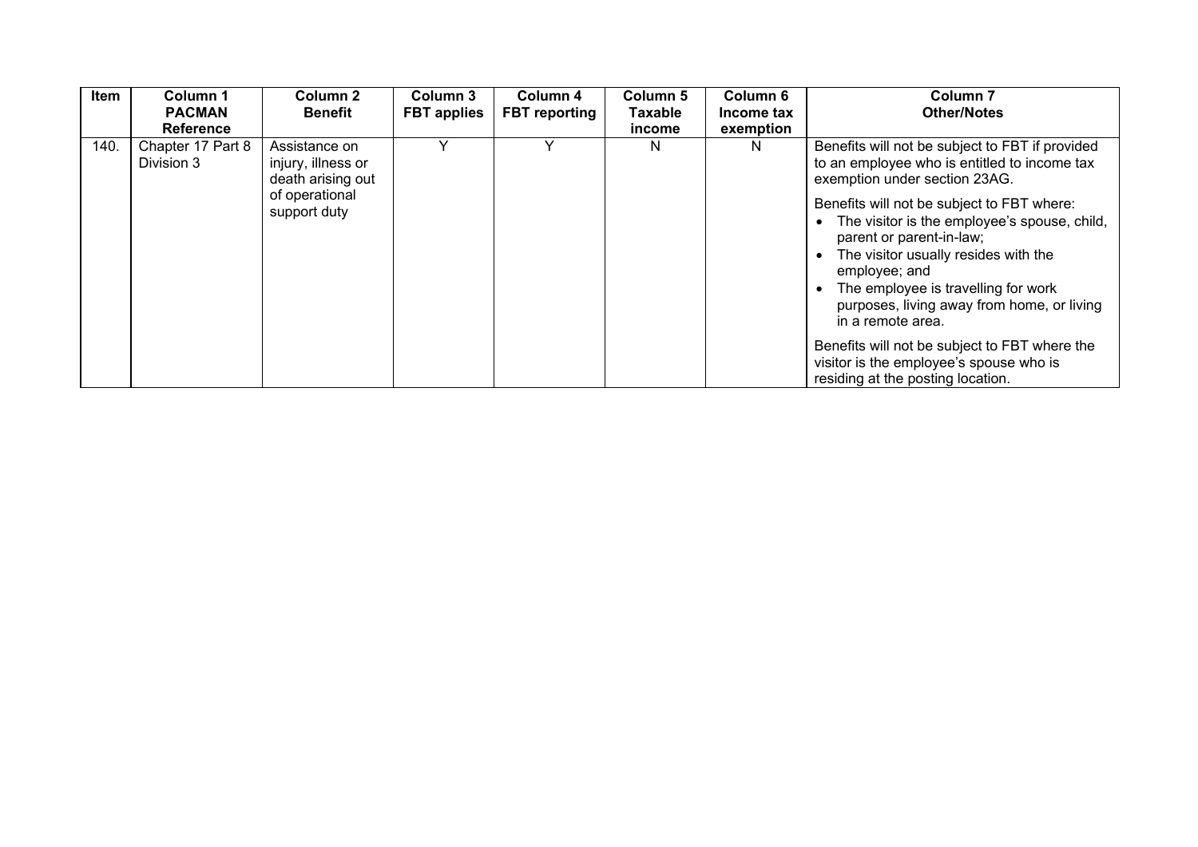| Item | Column 1 PACMAN Reference | Column 2 Benefit | Column 3 FBT applies | Column 4 FBT reporting | Column 5 Taxable income | Column 6 Income tax exemption | Column 7 Other/Notes |
|---|---|---|---|---|---|---|---|
| 140. | Chapter 17 Part 8 Division 3 | Assistance on injury, illness or death arising out of operational support duty | Y | Y | N | N | Benefits will not be subject to FBT if provided to an employee who is entitled to income tax exemption under section 23AG.<br><br>Benefits will not be subject to FBT where:<br>• The visitor is the employee's spouse, child, parent or parent-in-law;<br>• The visitor usually resides with the employee; and<br>• The employee is travelling for work purposes, living away from home, or living in a remote area.<br><br>Benefits will not be subject to FBT where the visitor is the employee's spouse who is residing at the posting location. |